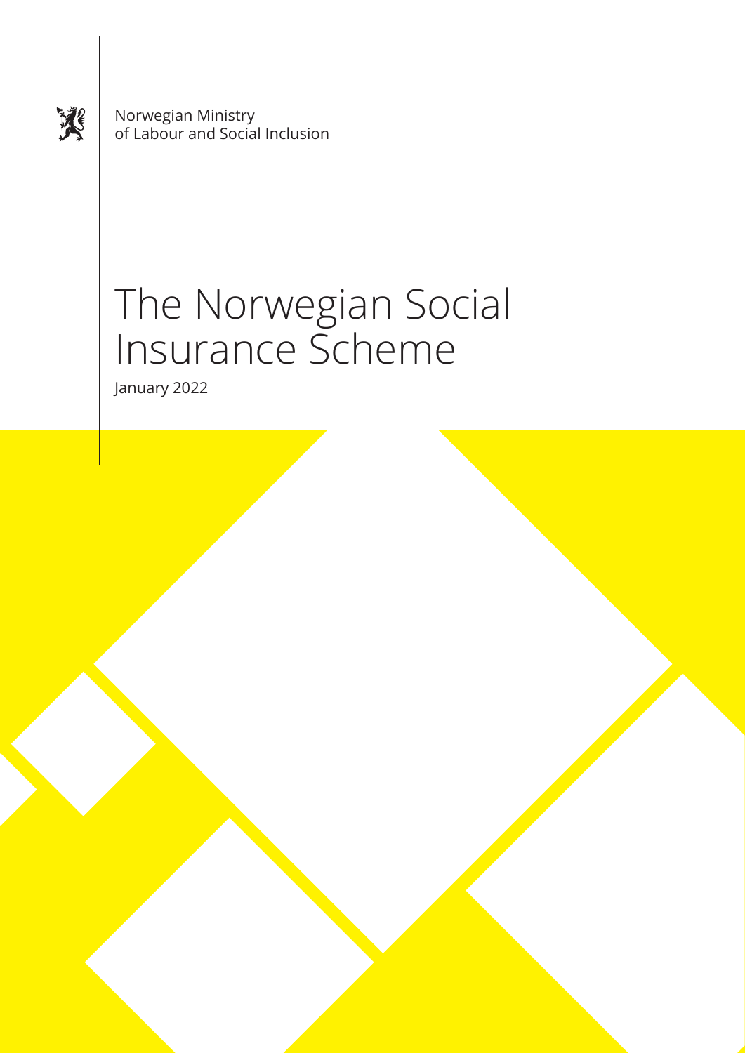Norwegian Ministry
of Labour and Social Inclusion

# The Norwegian Social Insurance Scheme

January 2022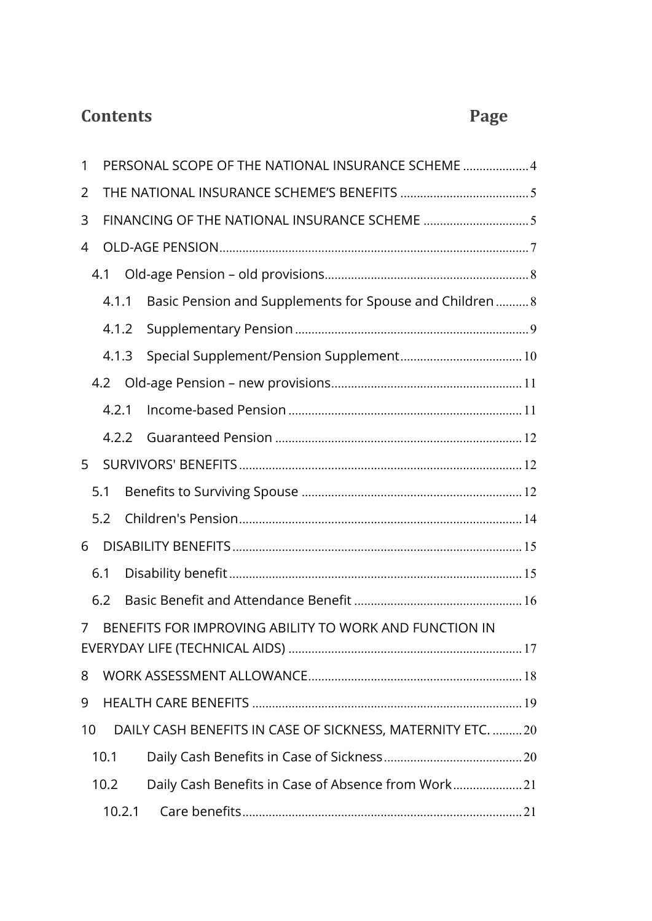## Contents Page

1 PERSONAL SCOPE OF THE NATIONAL INSURANCE SCHEME .................... 4

2 THE NATIONAL INSURANCE SCHEME'S BENEFITS ....................................... 5

3 FINANCING OF THE NATIONAL INSURANCE SCHEME ................................ 5

4 OLD-AGE PENSION ............................................................................................ 7

4.1 Old-age Pension – old provisions ............................................................. 8

4.1.1 Basic Pension and Supplements for Spouse and Children .......... 8

4.1.2 Supplementary Pension ...................................................................... 9

4.1.3 Special Supplement/Pension Supplement ..................................... 10

4.2 Old-age Pension – new provisions .......................................................... 11

4.2.1 Income-based Pension ...................................................................... 11

4.2.2 Guaranteed Pension .......................................................................... 12

5 SURVIVORS' BENEFITS ..................................................................................... 12

5.1 Benefits to Surviving Spouse .................................................................. 12

5.2 Children's Pension ..................................................................................... 14

6 DISABILITY BENEFITS ....................................................................................... 15

6.1 Disability benefit ........................................................................................ 15

6.2 Basic Benefit and Attendance Benefit .................................................. 16

7 BENEFITS FOR IMPROVING ABILITY TO WORK AND FUNCTION IN EVERYDAY LIFE (TECHNICAL AIDS) ....................................................................... 17

8 WORK ASSESSMENT ALLOWANCE ................................................................ 18

9 HEALTH CARE BENEFITS ................................................................................. 19

10 DAILY CASH BENEFITS IN CASE OF SICKNESS, MATERNITY ETC. ......... 20

10.1 Daily Cash Benefits in Case of Sickness .......................................... 20

10.2 Daily Cash Benefits in Case of Absence from Work ..................... 21

10.2.1 Care benefits .................................................................................... 21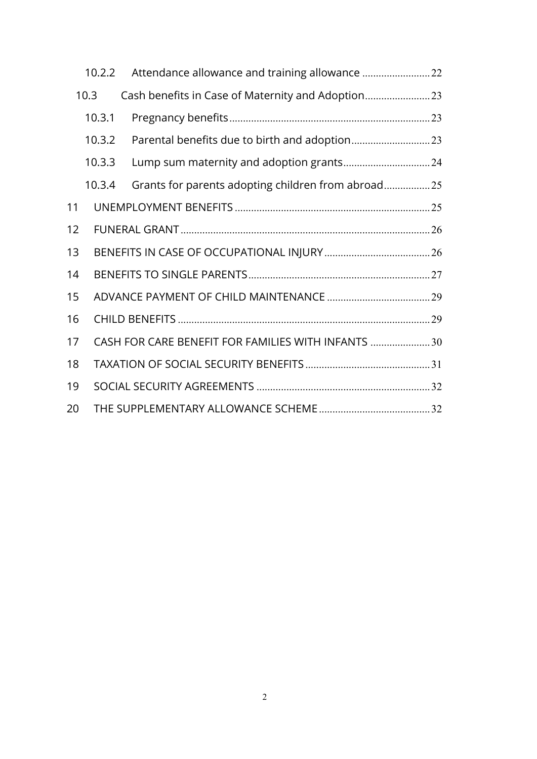10.2.2 Attendance allowance and training allowance ........................ 22

10.3 Cash benefits in Case of Maternity and Adoption ........................ 23

10.3.1 Pregnancy benefits ........................ 23

10.3.2 Parental benefits due to birth and adoption ........................ 23

10.3.3 Lump sum maternity and adoption grants ........................ 24

10.3.4 Grants for parents adopting children from abroad ........................ 25

11 UNEMPLOYMENT BENEFITS ........................ 25

12 FUNERAL GRANT ........................ 26

13 BENEFITS IN CASE OF OCCUPATIONAL INJURY ........................ 26

14 BENEFITS TO SINGLE PARENTS ........................ 27

15 ADVANCE PAYMENT OF CHILD MAINTENANCE ........................ 29

16 CHILD BENEFITS ........................ 29

17 CASH FOR CARE BENEFIT FOR FAMILIES WITH INFANTS ........................ 30

18 TAXATION OF SOCIAL SECURITY BENEFITS ........................ 31

19 SOCIAL SECURITY AGREEMENTS ........................ 32

20 THE SUPPLEMENTARY ALLOWANCE SCHEME ........................ 32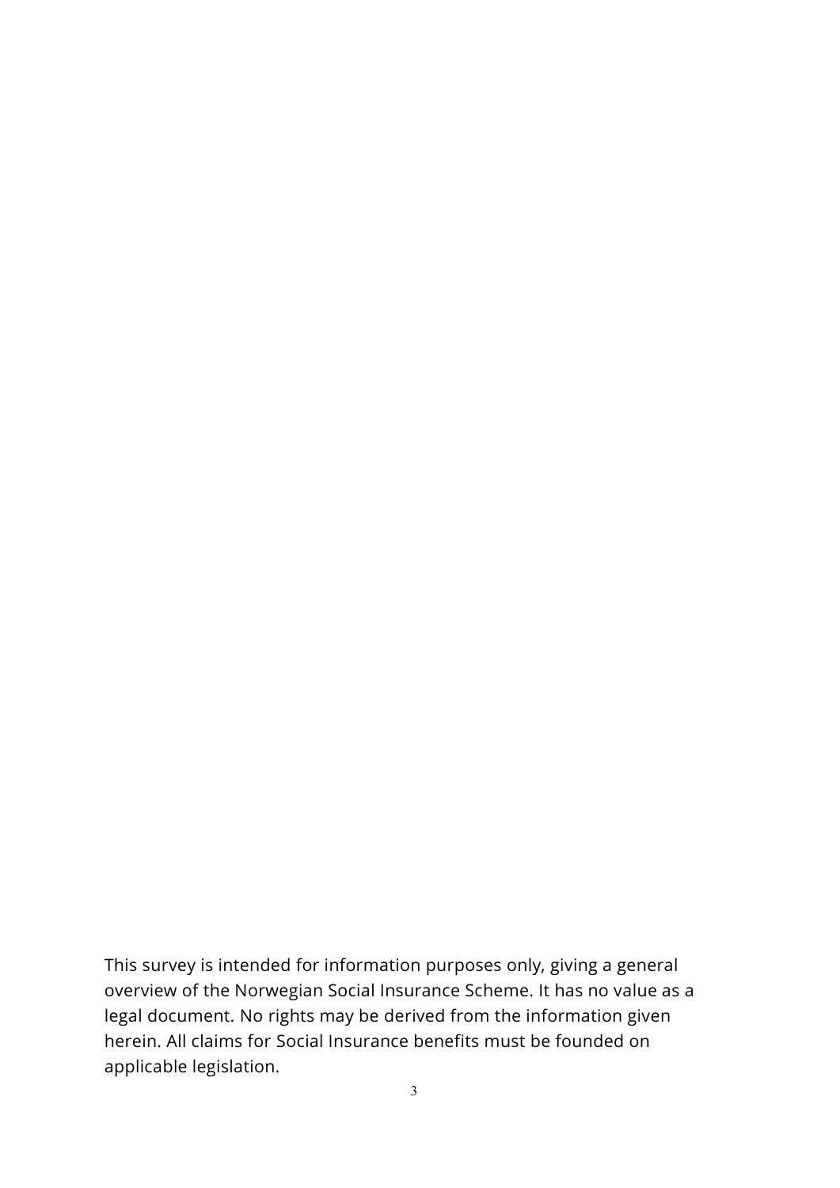This survey is intended for information purposes only, giving a general overview of the Norwegian Social Insurance Scheme. It has no value as a legal document. No rights may be derived from the information given herein. All claims for Social Insurance benefits must be founded on applicable legislation.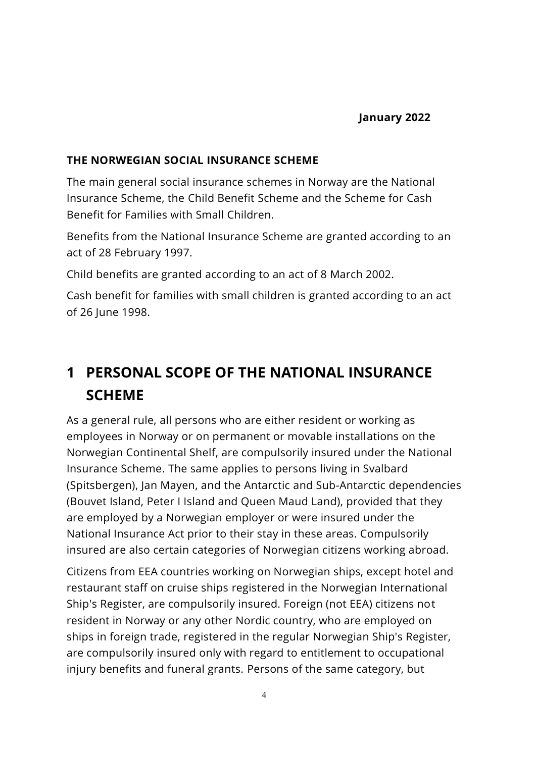**January 2022**

**THE NORWEGIAN SOCIAL INSURANCE SCHEME**

The main general social insurance schemes in Norway are the National Insurance Scheme, the Child Benefit Scheme and the Scheme for Cash Benefit for Families with Small Children.

Benefits from the National Insurance Scheme are granted according to an act of 28 February 1997.

Child benefits are granted according to an act of 8 March 2002.

Cash benefit for families with small children is granted according to an act of 26 June 1998.

# 1 PERSONAL SCOPE OF THE NATIONAL INSURANCE SCHEME

As a general rule, all persons who are either resident or working as employees in Norway or on permanent or movable installations on the Norwegian Continental Shelf, are compulsorily insured under the National Insurance Scheme. The same applies to persons living in Svalbard (Spitsbergen), Jan Mayen, and the Antarctic and Sub-Antarctic dependencies (Bouvet Island, Peter I Island and Queen Maud Land), provided that they are employed by a Norwegian employer or were insured under the National Insurance Act prior to their stay in these areas. Compulsorily insured are also certain categories of Norwegian citizens working abroad.

Citizens from EEA countries working on Norwegian ships, except hotel and restaurant staff on cruise ships registered in the Norwegian International Ship's Register, are compulsorily insured. Foreign (not EEA) citizens not resident in Norway or any other Nordic country, who are employed on ships in foreign trade, registered in the regular Norwegian Ship's Register, are compulsorily insured only with regard to entitlement to occupational injury benefits and funeral grants. Persons of the same category, but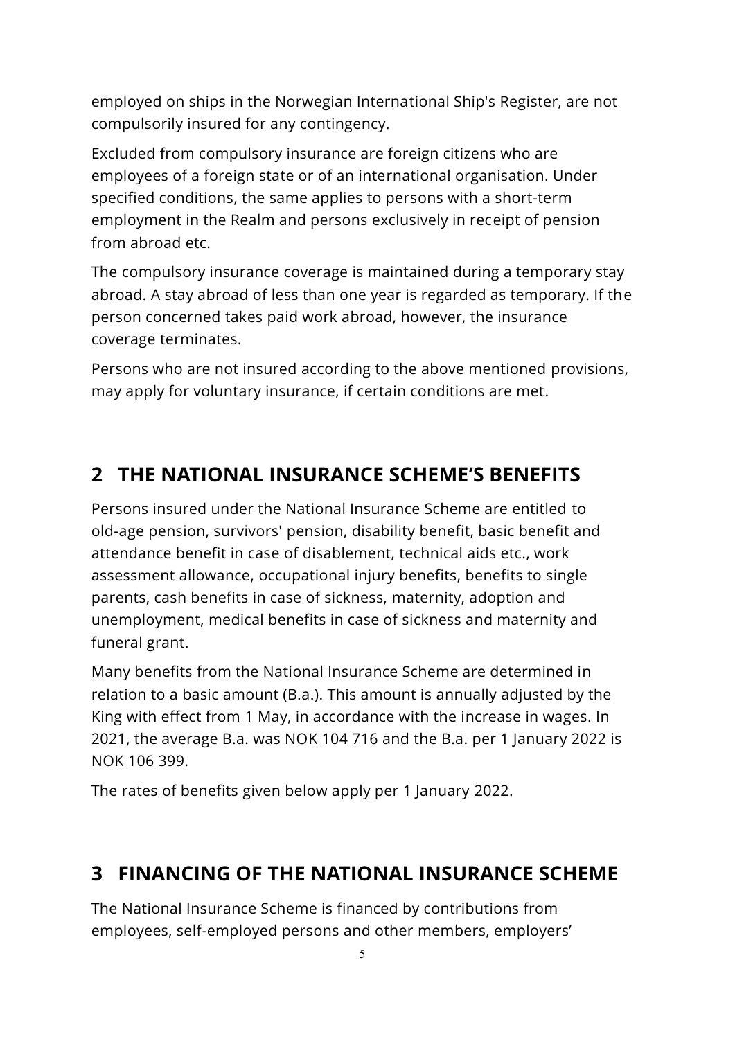employed on ships in the Norwegian International Ship's Register, are not compulsorily insured for any contingency.

Excluded from compulsory insurance are foreign citizens who are employees of a foreign state or of an international organisation. Under specified conditions, the same applies to persons with a short-term employment in the Realm and persons exclusively in receipt of pension from abroad etc.

The compulsory insurance coverage is maintained during a temporary stay abroad. A stay abroad of less than one year is regarded as temporary. If the person concerned takes paid work abroad, however, the insurance coverage terminates.

Persons who are not insured according to the above mentioned provisions, may apply for voluntary insurance, if certain conditions are met.

## 2 THE NATIONAL INSURANCE SCHEME'S BENEFITS

Persons insured under the National Insurance Scheme are entitled to old-age pension, survivors' pension, disability benefit, basic benefit and attendance benefit in case of disablement, technical aids etc., work assessment allowance, occupational injury benefits, benefits to single parents, cash benefits in case of sickness, maternity, adoption and unemployment, medical benefits in case of sickness and maternity and funeral grant.

Many benefits from the National Insurance Scheme are determined in relation to a basic amount (B.a.). This amount is annually adjusted by the King with effect from 1 May, in accordance with the increase in wages. In 2021, the average B.a. was NOK 104 716 and the B.a. per 1 January 2022 is NOK 106 399.

The rates of benefits given below apply per 1 January 2022.

## 3 FINANCING OF THE NATIONAL INSURANCE SCHEME

The National Insurance Scheme is financed by contributions from employees, self-employed persons and other members, employers'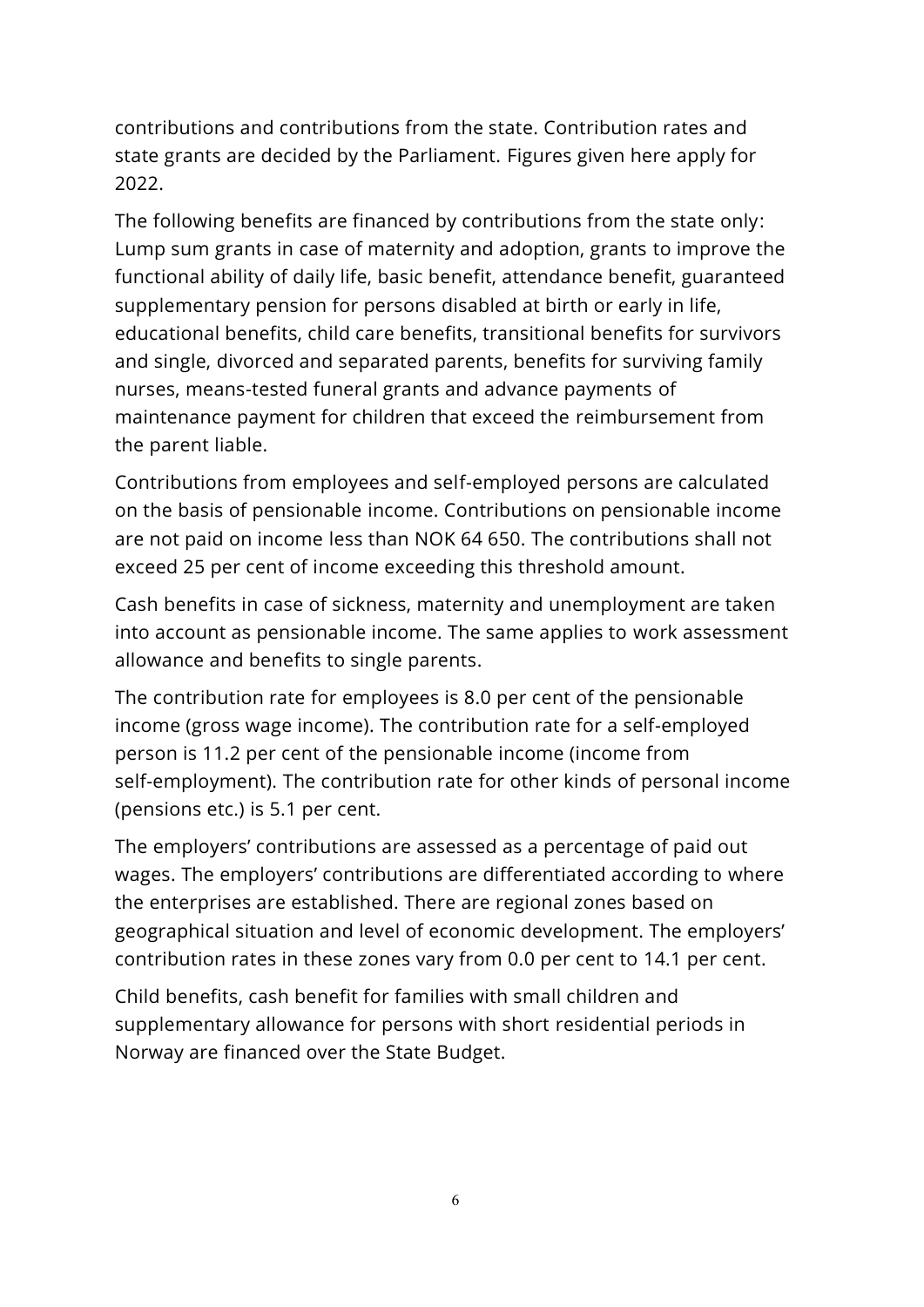contributions and contributions from the state. Contribution rates and state grants are decided by the Parliament. Figures given here apply for 2022.

The following benefits are financed by contributions from the state only: Lump sum grants in case of maternity and adoption, grants to improve the functional ability of daily life, basic benefit, attendance benefit, guaranteed supplementary pension for persons disabled at birth or early in life, educational benefits, child care benefits, transitional benefits for survivors and single, divorced and separated parents, benefits for surviving family nurses, means-tested funeral grants and advance payments of maintenance payment for children that exceed the reimbursement from the parent liable.

Contributions from employees and self-employed persons are calculated on the basis of pensionable income. Contributions on pensionable income are not paid on income less than NOK 64 650. The contributions shall not exceed 25 per cent of income exceeding this threshold amount.

Cash benefits in case of sickness, maternity and unemployment are taken into account as pensionable income. The same applies to work assessment allowance and benefits to single parents.

The contribution rate for employees is 8.0 per cent of the pensionable income (gross wage income). The contribution rate for a self-employed person is 11.2 per cent of the pensionable income (income from self-employment). The contribution rate for other kinds of personal income (pensions etc.) is 5.1 per cent.

The employers' contributions are assessed as a percentage of paid out wages. The employers' contributions are differentiated according to where the enterprises are established. There are regional zones based on geographical situation and level of economic development. The employers' contribution rates in these zones vary from 0.0 per cent to 14.1 per cent.

Child benefits, cash benefit for families with small children and supplementary allowance for persons with short residential periods in Norway are financed over the State Budget.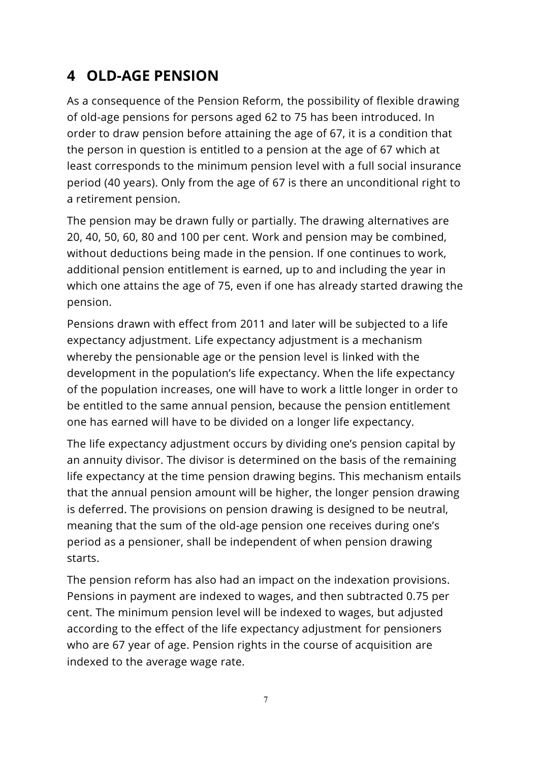## 4 OLD-AGE PENSION

As a consequence of the Pension Reform, the possibility of flexible drawing of old-age pensions for persons aged 62 to 75 has been introduced. In order to draw pension before attaining the age of 67, it is a condition that the person in question is entitled to a pension at the age of 67 which at least corresponds to the minimum pension level with a full social insurance period (40 years). Only from the age of 67 is there an unconditional right to a retirement pension.

The pension may be drawn fully or partially. The drawing alternatives are 20, 40, 50, 60, 80 and 100 per cent. Work and pension may be combined, without deductions being made in the pension. If one continues to work, additional pension entitlement is earned, up to and including the year in which one attains the age of 75, even if one has already started drawing the pension.

Pensions drawn with effect from 2011 and later will be subjected to a life expectancy adjustment. Life expectancy adjustment is a mechanism whereby the pensionable age or the pension level is linked with the development in the population's life expectancy. When the life expectancy of the population increases, one will have to work a little longer in order to be entitled to the same annual pension, because the pension entitlement one has earned will have to be divided on a longer life expectancy.

The life expectancy adjustment occurs by dividing one's pension capital by an annuity divisor. The divisor is determined on the basis of the remaining life expectancy at the time pension drawing begins. This mechanism entails that the annual pension amount will be higher, the longer pension drawing is deferred. The provisions on pension drawing is designed to be neutral, meaning that the sum of the old-age pension one receives during one's period as a pensioner, shall be independent of when pension drawing starts.

The pension reform has also had an impact on the indexation provisions. Pensions in payment are indexed to wages, and then subtracted 0.75 per cent. The minimum pension level will be indexed to wages, but adjusted according to the effect of the life expectancy adjustment for pensioners who are 67 year of age. Pension rights in the course of acquisition are indexed to the average wage rate.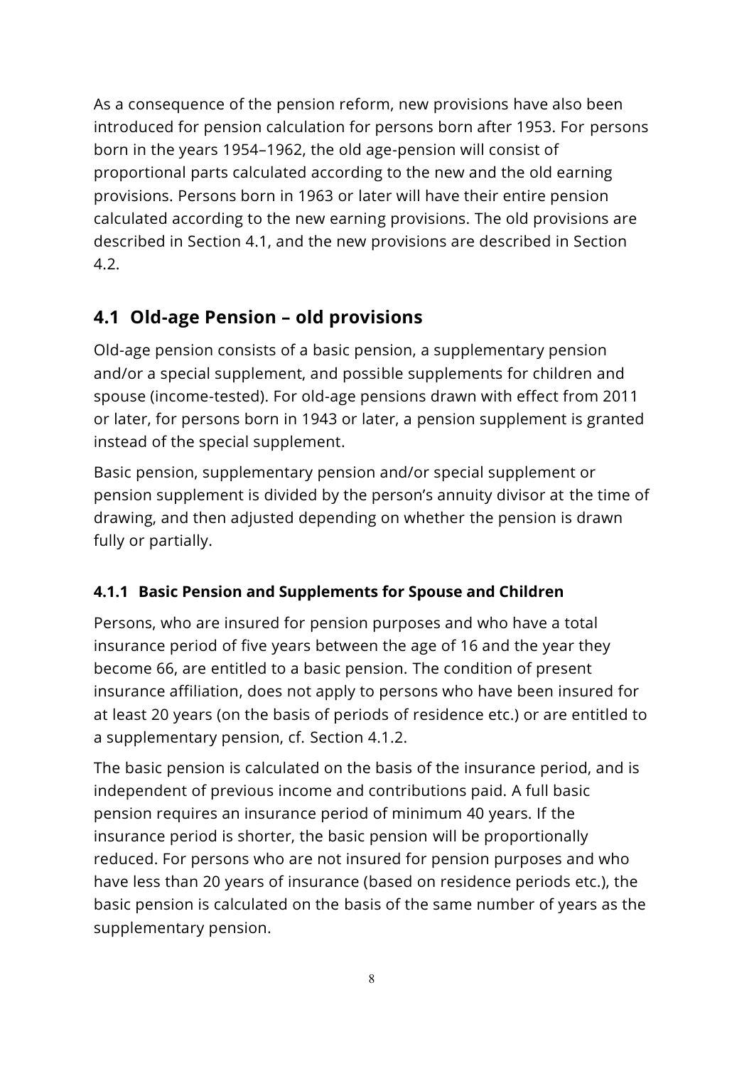As a consequence of the pension reform, new provisions have also been introduced for pension calculation for persons born after 1953. For persons born in the years 1954–1962, the old age-pension will consist of proportional parts calculated according to the new and the old earning provisions. Persons born in 1963 or later will have their entire pension calculated according to the new earning provisions. The old provisions are described in Section 4.1, and the new provisions are described in Section 4.2.

## 4.1 Old-age Pension – old provisions

Old-age pension consists of a basic pension, a supplementary pension and/or a special supplement, and possible supplements for children and spouse (income-tested). For old-age pensions drawn with effect from 2011 or later, for persons born in 1943 or later, a pension supplement is granted instead of the special supplement.

Basic pension, supplementary pension and/or special supplement or pension supplement is divided by the person's annuity divisor at the time of drawing, and then adjusted depending on whether the pension is drawn fully or partially.

### 4.1.1 Basic Pension and Supplements for Spouse and Children

Persons, who are insured for pension purposes and who have a total insurance period of five years between the age of 16 and the year they become 66, are entitled to a basic pension. The condition of present insurance affiliation, does not apply to persons who have been insured for at least 20 years (on the basis of periods of residence etc.) or are entitled to a supplementary pension, cf. Section 4.1.2.

The basic pension is calculated on the basis of the insurance period, and is independent of previous income and contributions paid. A full basic pension requires an insurance period of minimum 40 years. If the insurance period is shorter, the basic pension will be proportionally reduced. For persons who are not insured for pension purposes and who have less than 20 years of insurance (based on residence periods etc.), the basic pension is calculated on the basis of the same number of years as the supplementary pension.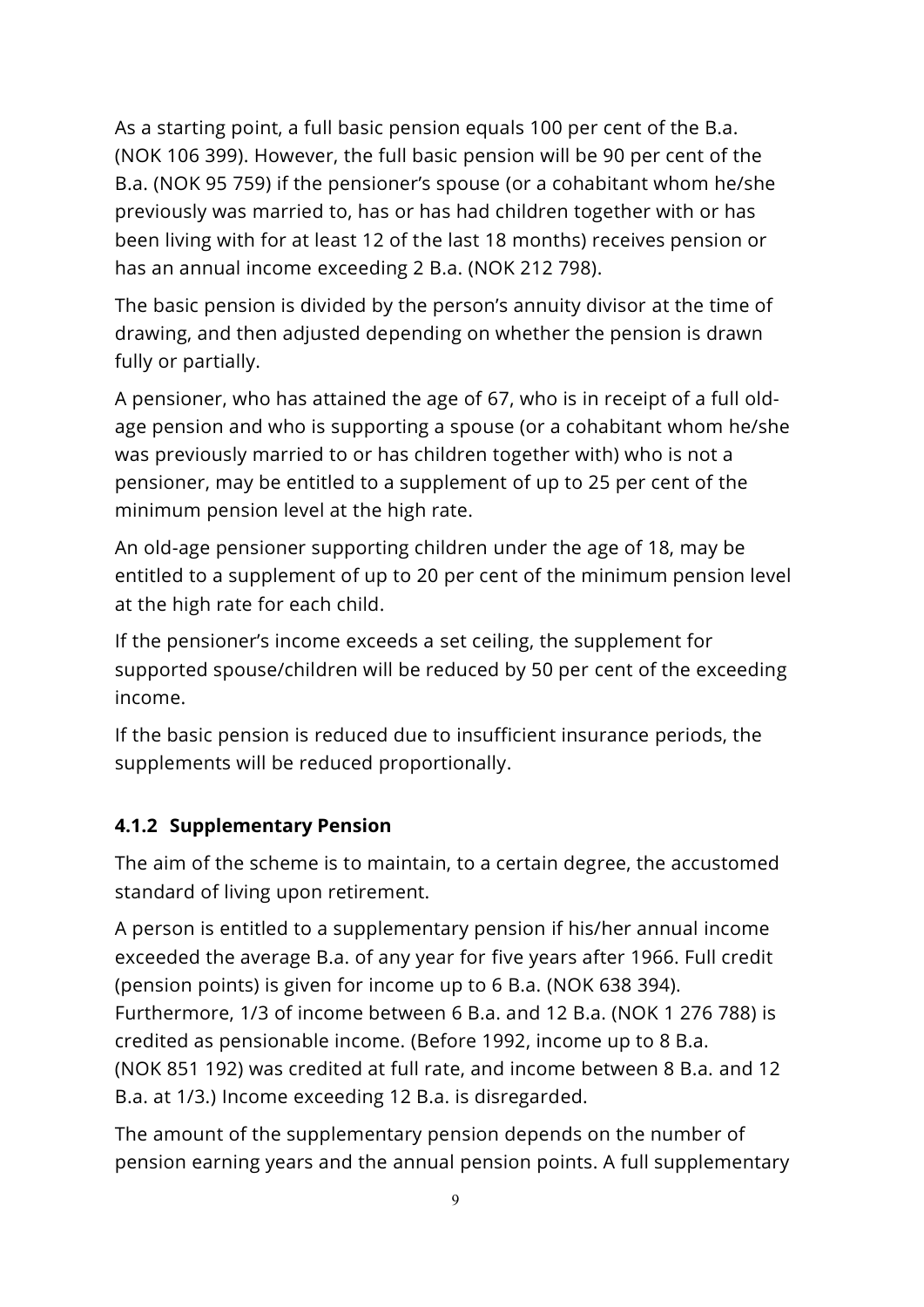As a starting point, a full basic pension equals 100 per cent of the B.a. (NOK 106 399). However, the full basic pension will be 90 per cent of the B.a. (NOK 95 759) if the pensioner's spouse (or a cohabitant whom he/she previously was married to, has or has had children together with or has been living with for at least 12 of the last 18 months) receives pension or has an annual income exceeding 2 B.a. (NOK 212 798).

The basic pension is divided by the person's annuity divisor at the time of drawing, and then adjusted depending on whether the pension is drawn fully or partially.

A pensioner, who has attained the age of 67, who is in receipt of a full old-age pension and who is supporting a spouse (or a cohabitant whom he/she was previously married to or has children together with) who is not a pensioner, may be entitled to a supplement of up to 25 per cent of the minimum pension level at the high rate.

An old-age pensioner supporting children under the age of 18, may be entitled to a supplement of up to 20 per cent of the minimum pension level at the high rate for each child.

If the pensioner's income exceeds a set ceiling, the supplement for supported spouse/children will be reduced by 50 per cent of the exceeding income.

If the basic pension is reduced due to insufficient insurance periods, the supplements will be reduced proportionally.

### 4.1.2 Supplementary Pension

The aim of the scheme is to maintain, to a certain degree, the accustomed standard of living upon retirement.

A person is entitled to a supplementary pension if his/her annual income exceeded the average B.a. of any year for five years after 1966. Full credit (pension points) is given for income up to 6 B.a. (NOK 638 394). Furthermore, 1/3 of income between 6 B.a. and 12 B.a. (NOK 1 276 788) is credited as pensionable income. (Before 1992, income up to 8 B.a. (NOK 851 192) was credited at full rate, and income between 8 B.a. and 12 B.a. at 1/3.) Income exceeding 12 B.a. is disregarded.

The amount of the supplementary pension depends on the number of pension earning years and the annual pension points. A full supplementary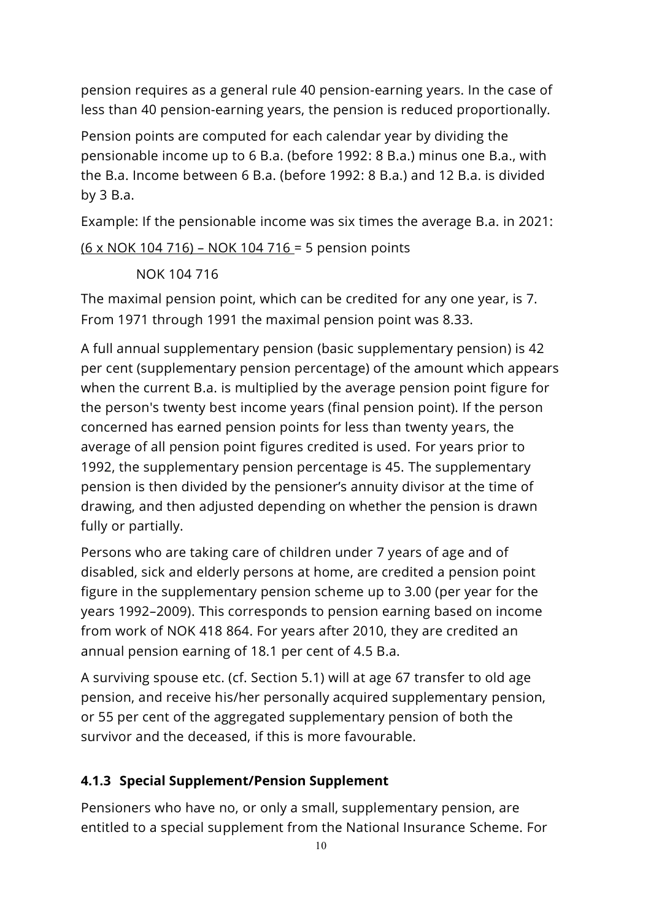pension requires as a general rule 40 pension-earning years. In the case of less than 40 pension-earning years, the pension is reduced proportionally.

Pension points are computed for each calendar year by dividing the pensionable income up to 6 B.a. (before 1992: 8 B.a.) minus one B.a., with the B.a. Income between 6 B.a. (before 1992: 8 B.a.) and 12 B.a. is divided by 3 B.a.

Example: If the pensionable income was six times the average B.a. in 2021:

$$\frac{(6 \times \text{NOK } 104\,716) - \text{NOK } 104\,716}{\text{NOK } 104\,716} = 5 \text{ pension points}$$

The maximal pension point, which can be credited for any one year, is 7. From 1971 through 1991 the maximal pension point was 8.33.

A full annual supplementary pension (basic supplementary pension) is 42 per cent (supplementary pension percentage) of the amount which appears when the current B.a. is multiplied by the average pension point figure for the person's twenty best income years (final pension point). If the person concerned has earned pension points for less than twenty years, the average of all pension point figures credited is used. For years prior to 1992, the supplementary pension percentage is 45. The supplementary pension is then divided by the pensioner's annuity divisor at the time of drawing, and then adjusted depending on whether the pension is drawn fully or partially.

Persons who are taking care of children under 7 years of age and of disabled, sick and elderly persons at home, are credited a pension point figure in the supplementary pension scheme up to 3.00 (per year for the years 1992–2009). This corresponds to pension earning based on income from work of NOK 418 864. For years after 2010, they are credited an annual pension earning of 18.1 per cent of 4.5 B.a.

A surviving spouse etc. (cf. Section 5.1) will at age 67 transfer to old age pension, and receive his/her personally acquired supplementary pension, or 55 per cent of the aggregated supplementary pension of both the survivor and the deceased, if this is more favourable.

### 4.1.3 Special Supplement/Pension Supplement

Pensioners who have no, or only a small, supplementary pension, are entitled to a special supplement from the National Insurance Scheme. For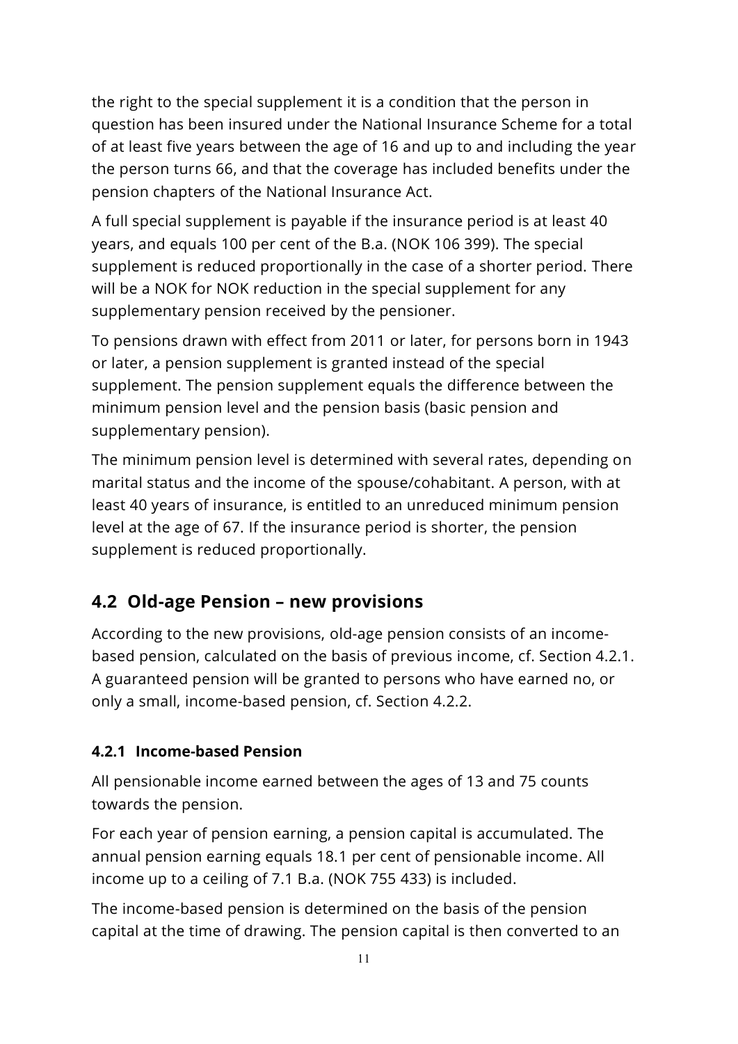the right to the special supplement it is a condition that the person in question has been insured under the National Insurance Scheme for a total of at least five years between the age of 16 and up to and including the year the person turns 66, and that the coverage has included benefits under the pension chapters of the National Insurance Act.

A full special supplement is payable if the insurance period is at least 40 years, and equals 100 per cent of the B.a. (NOK 106 399). The special supplement is reduced proportionally in the case of a shorter period. There will be a NOK for NOK reduction in the special supplement for any supplementary pension received by the pensioner.

To pensions drawn with effect from 2011 or later, for persons born in 1943 or later, a pension supplement is granted instead of the special supplement. The pension supplement equals the difference between the minimum pension level and the pension basis (basic pension and supplementary pension).

The minimum pension level is determined with several rates, depending on marital status and the income of the spouse/cohabitant. A person, with at least 40 years of insurance, is entitled to an unreduced minimum pension level at the age of 67. If the insurance period is shorter, the pension supplement is reduced proportionally.

## 4.2 Old-age Pension – new provisions

According to the new provisions, old-age pension consists of an income-based pension, calculated on the basis of previous income, cf. Section 4.2.1. A guaranteed pension will be granted to persons who have earned no, or only a small, income-based pension, cf. Section 4.2.2.

### 4.2.1 Income-based Pension

All pensionable income earned between the ages of 13 and 75 counts towards the pension.

For each year of pension earning, a pension capital is accumulated. The annual pension earning equals 18.1 per cent of pensionable income. All income up to a ceiling of 7.1 B.a. (NOK 755 433) is included.

The income-based pension is determined on the basis of the pension capital at the time of drawing. The pension capital is then converted to an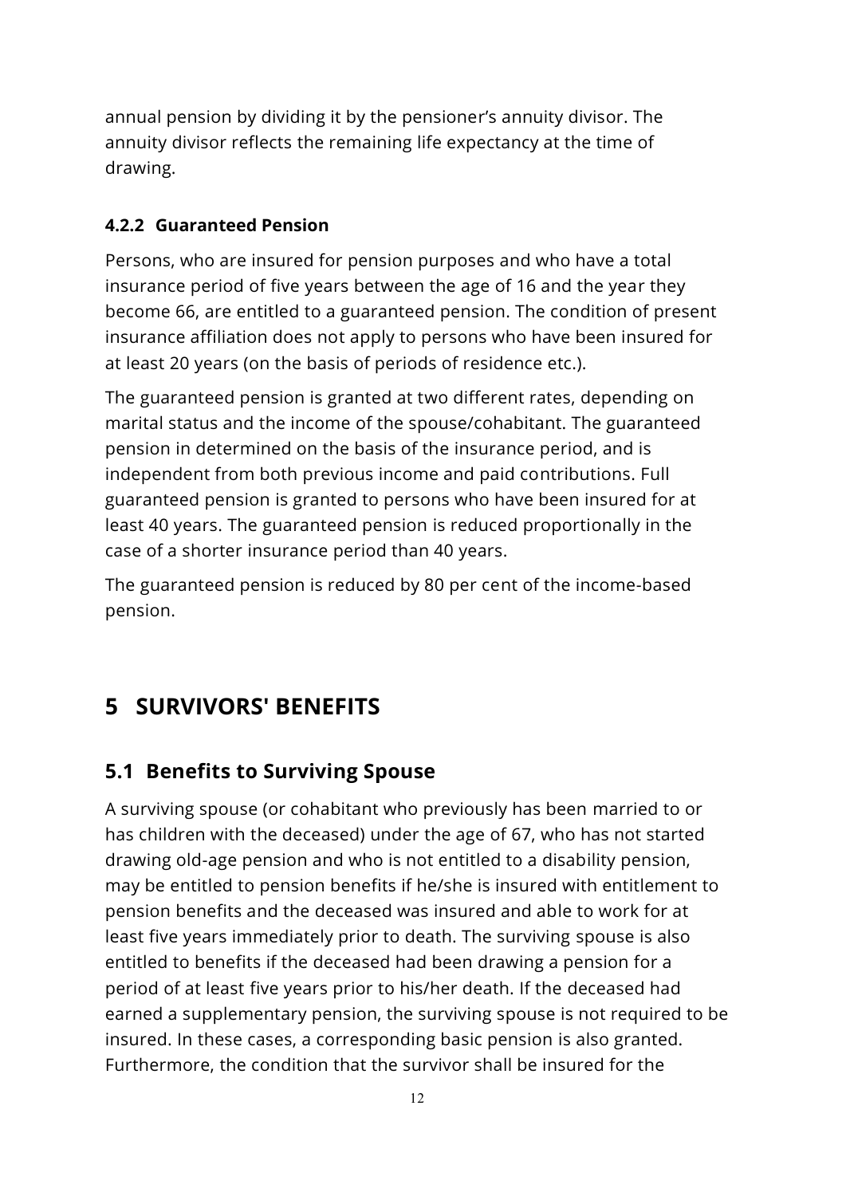annual pension by dividing it by the pensioner's annuity divisor. The annuity divisor reflects the remaining life expectancy at the time of drawing.

#### 4.2.2 Guaranteed Pension

Persons, who are insured for pension purposes and who have a total insurance period of five years between the age of 16 and the year they become 66, are entitled to a guaranteed pension. The condition of present insurance affiliation does not apply to persons who have been insured for at least 20 years (on the basis of periods of residence etc.).

The guaranteed pension is granted at two different rates, depending on marital status and the income of the spouse/cohabitant. The guaranteed pension in determined on the basis of the insurance period, and is independent from both previous income and paid contributions. Full guaranteed pension is granted to persons who have been insured for at least 40 years. The guaranteed pension is reduced proportionally in the case of a shorter insurance period than 40 years.

The guaranteed pension is reduced by 80 per cent of the income-based pension.

# 5 SURVIVORS' BENEFITS

## 5.1 Benefits to Surviving Spouse

A surviving spouse (or cohabitant who previously has been married to or has children with the deceased) under the age of 67, who has not started drawing old-age pension and who is not entitled to a disability pension, may be entitled to pension benefits if he/she is insured with entitlement to pension benefits and the deceased was insured and able to work for at least five years immediately prior to death. The surviving spouse is also entitled to benefits if the deceased had been drawing a pension for a period of at least five years prior to his/her death. If the deceased had earned a supplementary pension, the surviving spouse is not required to be insured. In these cases, a corresponding basic pension is also granted. Furthermore, the condition that the survivor shall be insured for the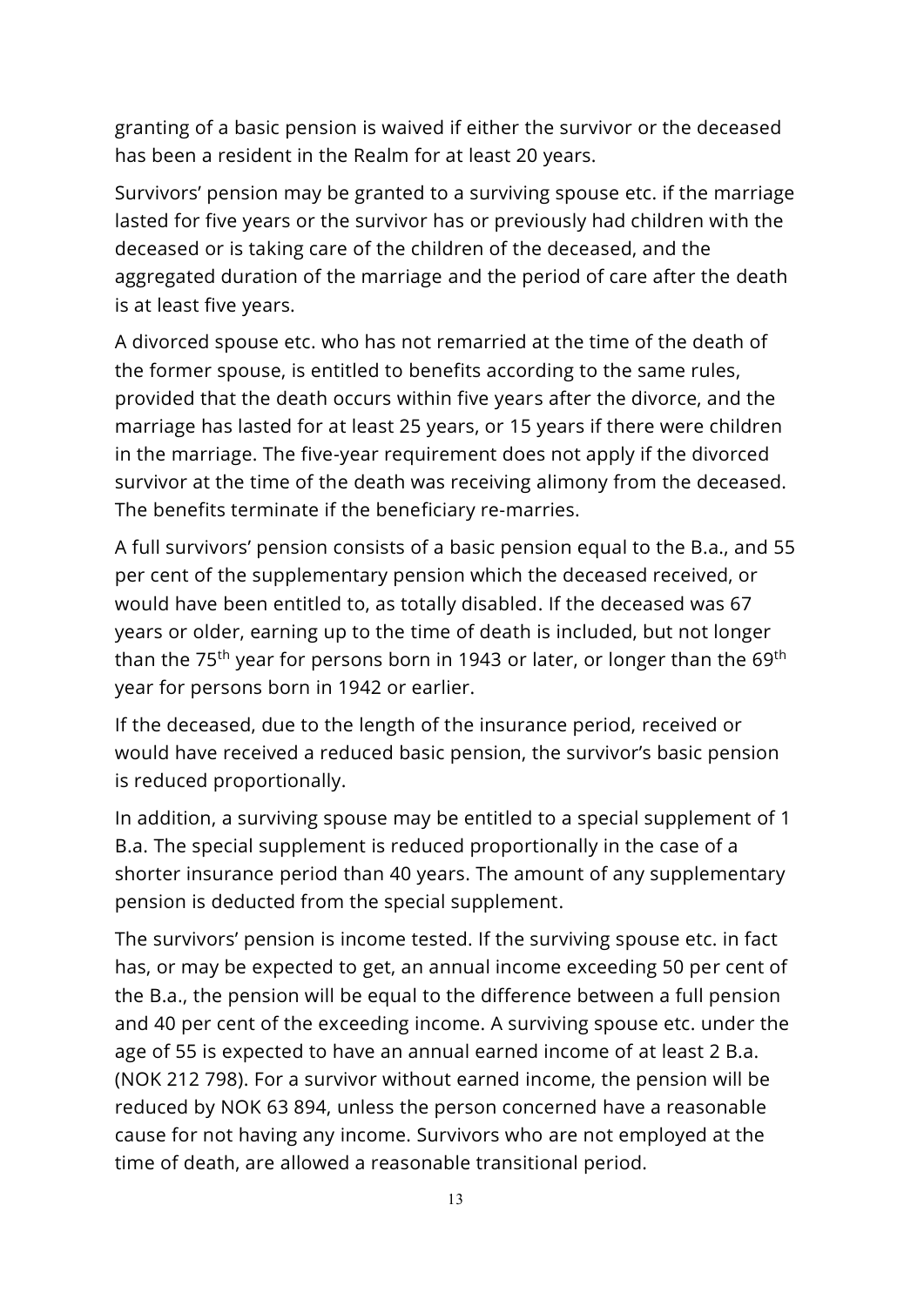granting of a basic pension is waived if either the survivor or the deceased has been a resident in the Realm for at least 20 years.

Survivors' pension may be granted to a surviving spouse etc. if the marriage lasted for five years or the survivor has or previously had children with the deceased or is taking care of the children of the deceased, and the aggregated duration of the marriage and the period of care after the death is at least five years.

A divorced spouse etc. who has not remarried at the time of the death of the former spouse, is entitled to benefits according to the same rules, provided that the death occurs within five years after the divorce, and the marriage has lasted for at least 25 years, or 15 years if there were children in the marriage. The five-year requirement does not apply if the divorced survivor at the time of the death was receiving alimony from the deceased. The benefits terminate if the beneficiary re-marries.

A full survivors' pension consists of a basic pension equal to the B.a., and 55 per cent of the supplementary pension which the deceased received, or would have been entitled to, as totally disabled. If the deceased was 67 years or older, earning up to the time of death is included, but not longer than the 75th year for persons born in 1943 or later, or longer than the 69th year for persons born in 1942 or earlier.

If the deceased, due to the length of the insurance period, received or would have received a reduced basic pension, the survivor's basic pension is reduced proportionally.

In addition, a surviving spouse may be entitled to a special supplement of 1 B.a. The special supplement is reduced proportionally in the case of a shorter insurance period than 40 years. The amount of any supplementary pension is deducted from the special supplement.

The survivors' pension is income tested. If the surviving spouse etc. in fact has, or may be expected to get, an annual income exceeding 50 per cent of the B.a., the pension will be equal to the difference between a full pension and 40 per cent of the exceeding income. A surviving spouse etc. under the age of 55 is expected to have an annual earned income of at least 2 B.a. (NOK 212 798). For a survivor without earned income, the pension will be reduced by NOK 63 894, unless the person concerned have a reasonable cause for not having any income. Survivors who are not employed at the time of death, are allowed a reasonable transitional period.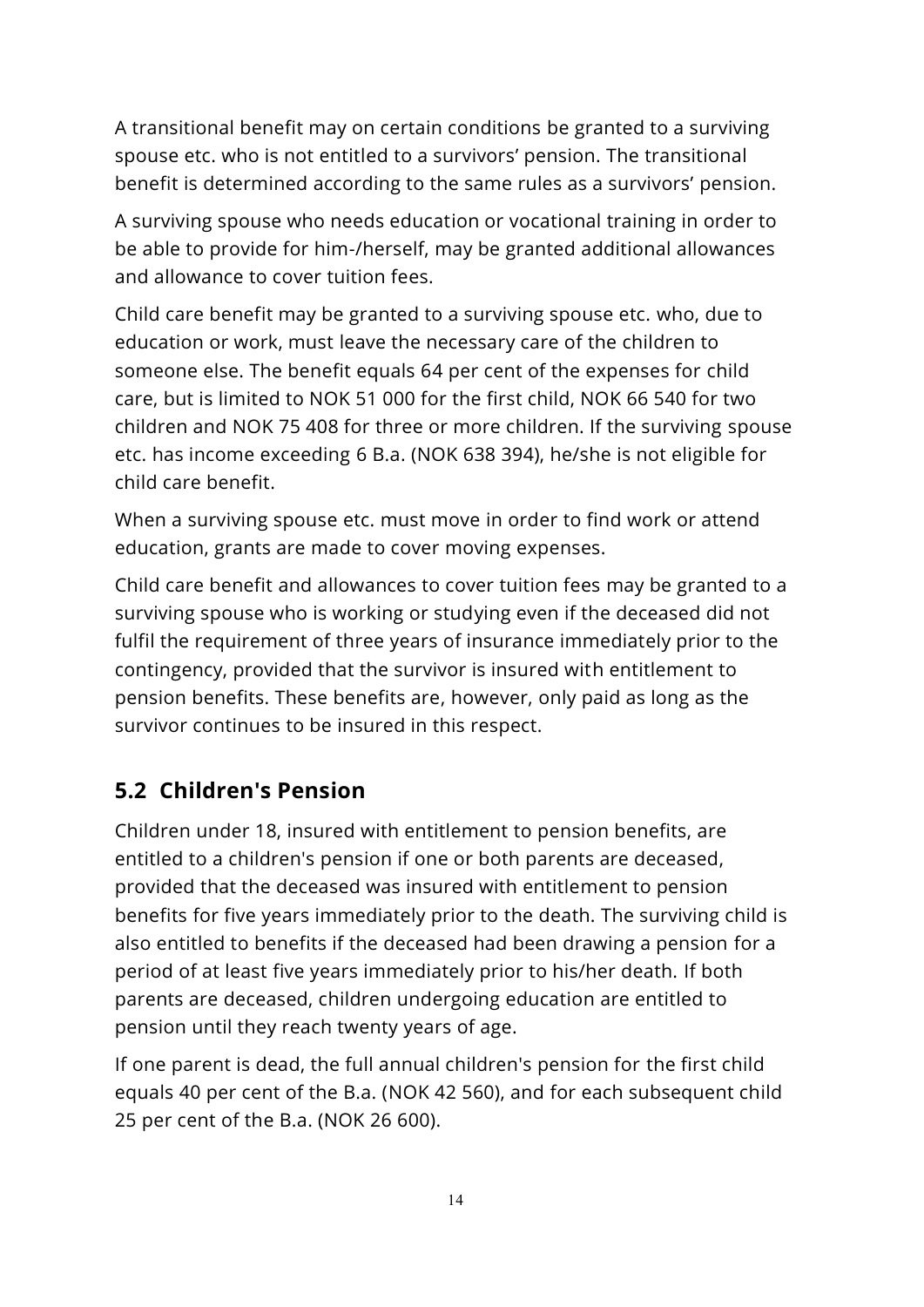A transitional benefit may on certain conditions be granted to a surviving spouse etc. who is not entitled to a survivors' pension. The transitional benefit is determined according to the same rules as a survivors' pension.

A surviving spouse who needs education or vocational training in order to be able to provide for him-/herself, may be granted additional allowances and allowance to cover tuition fees.

Child care benefit may be granted to a surviving spouse etc. who, due to education or work, must leave the necessary care of the children to someone else. The benefit equals 64 per cent of the expenses for child care, but is limited to NOK 51 000 for the first child, NOK 66 540 for two children and NOK 75 408 for three or more children. If the surviving spouse etc. has income exceeding 6 B.a. (NOK 638 394), he/she is not eligible for child care benefit.

When a surviving spouse etc. must move in order to find work or attend education, grants are made to cover moving expenses.

Child care benefit and allowances to cover tuition fees may be granted to a surviving spouse who is working or studying even if the deceased did not fulfil the requirement of three years of insurance immediately prior to the contingency, provided that the survivor is insured with entitlement to pension benefits. These benefits are, however, only paid as long as the survivor continues to be insured in this respect.

## 5.2 Children's Pension

Children under 18, insured with entitlement to pension benefits, are entitled to a children's pension if one or both parents are deceased, provided that the deceased was insured with entitlement to pension benefits for five years immediately prior to the death. The surviving child is also entitled to benefits if the deceased had been drawing a pension for a period of at least five years immediately prior to his/her death. If both parents are deceased, children undergoing education are entitled to pension until they reach twenty years of age.

If one parent is dead, the full annual children's pension for the first child equals 40 per cent of the B.a. (NOK 42 560), and for each subsequent child 25 per cent of the B.a. (NOK 26 600).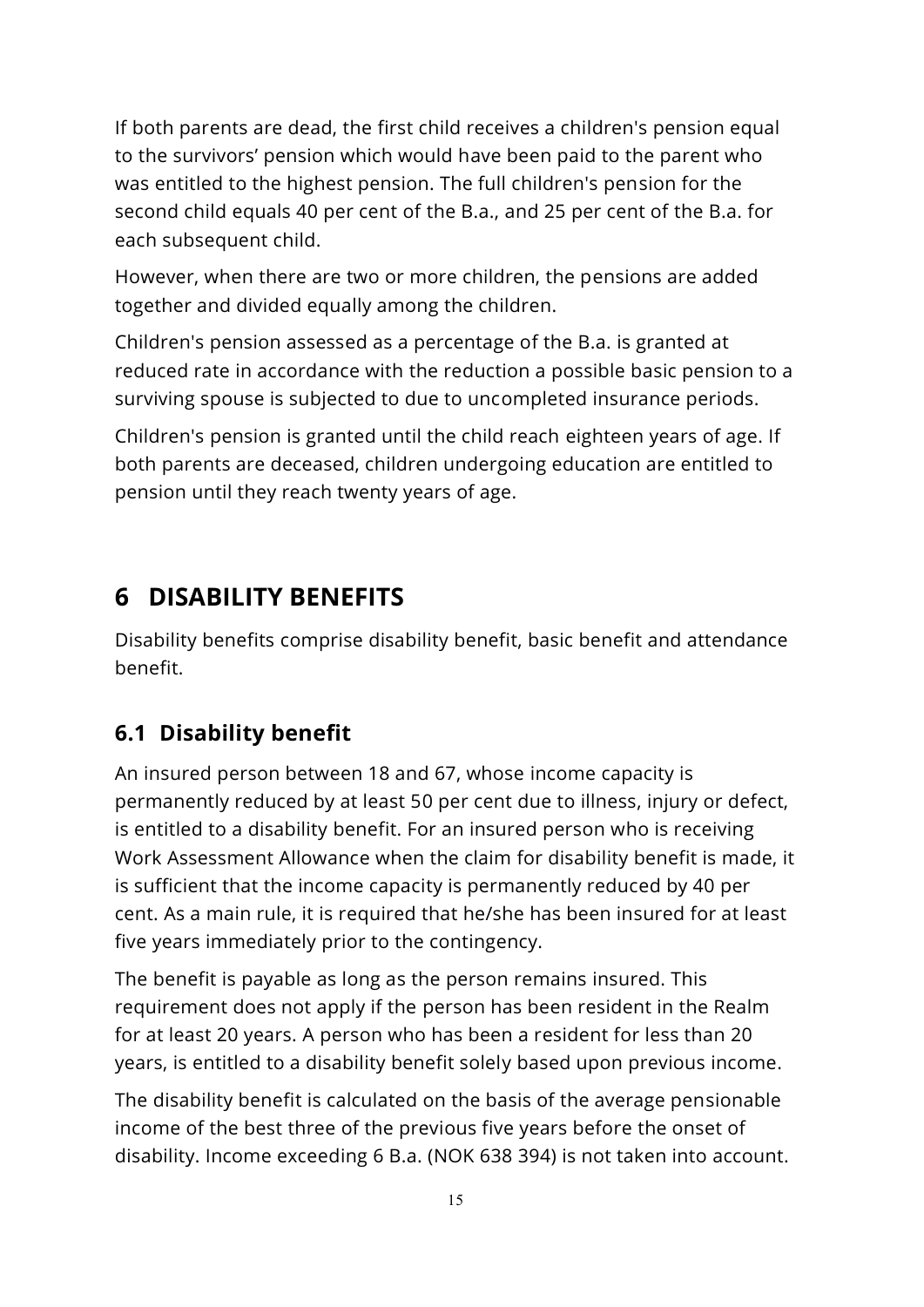If both parents are dead, the first child receives a children's pension equal to the survivors' pension which would have been paid to the parent who was entitled to the highest pension. The full children's pension for the second child equals 40 per cent of the B.a., and 25 per cent of the B.a. for each subsequent child.

However, when there are two or more children, the pensions are added together and divided equally among the children.

Children's pension assessed as a percentage of the B.a. is granted at reduced rate in accordance with the reduction a possible basic pension to a surviving spouse is subjected to due to uncompleted insurance periods.

Children's pension is granted until the child reach eighteen years of age. If both parents are deceased, children undergoing education are entitled to pension until they reach twenty years of age.

# 6 DISABILITY BENEFITS

Disability benefits comprise disability benefit, basic benefit and attendance benefit.

## 6.1 Disability benefit

An insured person between 18 and 67, whose income capacity is permanently reduced by at least 50 per cent due to illness, injury or defect, is entitled to a disability benefit. For an insured person who is receiving Work Assessment Allowance when the claim for disability benefit is made, it is sufficient that the income capacity is permanently reduced by 40 per cent. As a main rule, it is required that he/she has been insured for at least five years immediately prior to the contingency.

The benefit is payable as long as the person remains insured. This requirement does not apply if the person has been resident in the Realm for at least 20 years. A person who has been a resident for less than 20 years, is entitled to a disability benefit solely based upon previous income.

The disability benefit is calculated on the basis of the average pensionable income of the best three of the previous five years before the onset of disability. Income exceeding 6 B.a. (NOK 638 394) is not taken into account.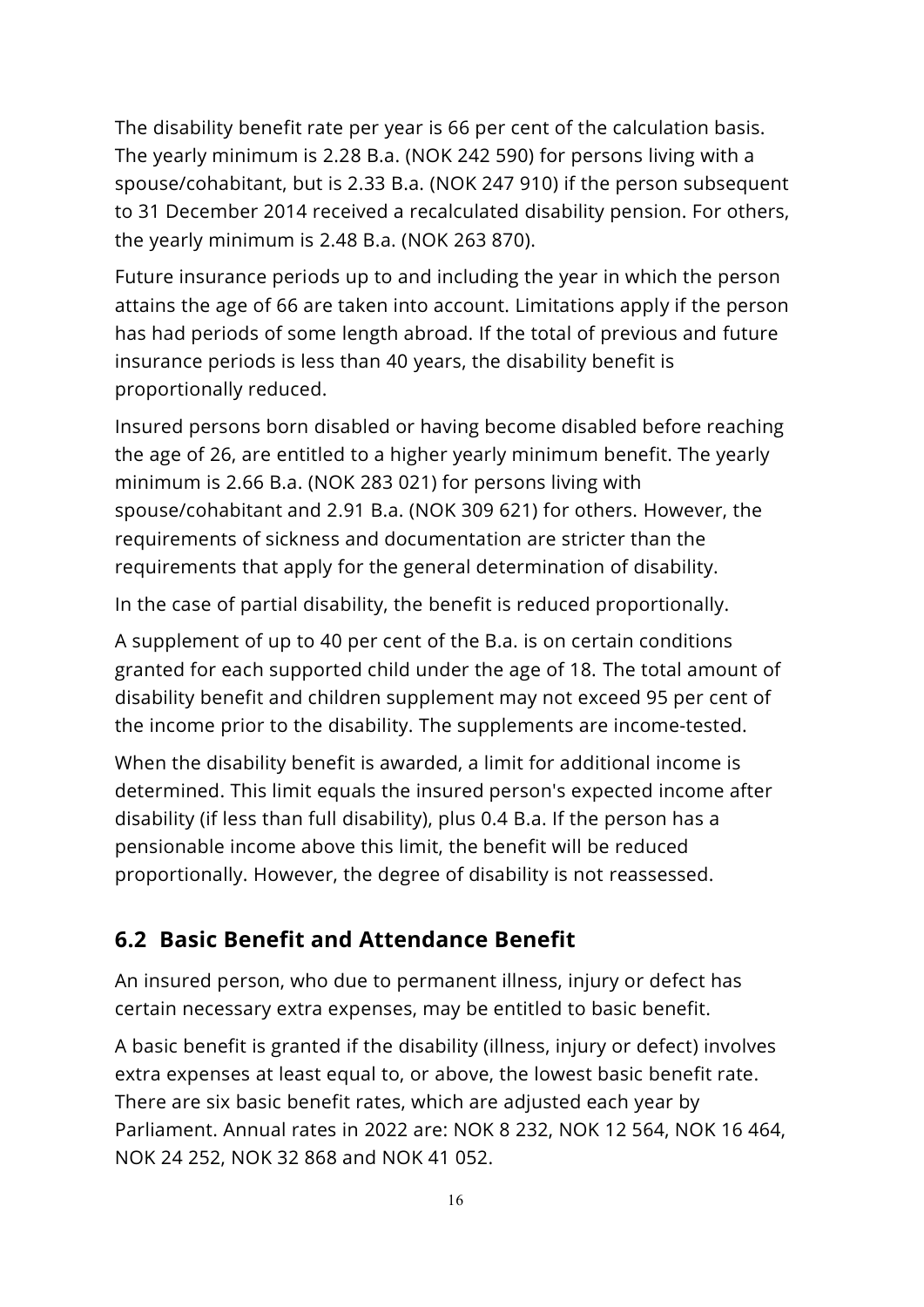The disability benefit rate per year is 66 per cent of the calculation basis. The yearly minimum is 2.28 B.a. (NOK 242 590) for persons living with a spouse/cohabitant, but is 2.33 B.a. (NOK 247 910) if the person subsequent to 31 December 2014 received a recalculated disability pension. For others, the yearly minimum is 2.48 B.a. (NOK 263 870).

Future insurance periods up to and including the year in which the person attains the age of 66 are taken into account. Limitations apply if the person has had periods of some length abroad. If the total of previous and future insurance periods is less than 40 years, the disability benefit is proportionally reduced.

Insured persons born disabled or having become disabled before reaching the age of 26, are entitled to a higher yearly minimum benefit. The yearly minimum is 2.66 B.a. (NOK 283 021) for persons living with spouse/cohabitant and 2.91 B.a. (NOK 309 621) for others. However, the requirements of sickness and documentation are stricter than the requirements that apply for the general determination of disability.

In the case of partial disability, the benefit is reduced proportionally.

A supplement of up to 40 per cent of the B.a. is on certain conditions granted for each supported child under the age of 18. The total amount of disability benefit and children supplement may not exceed 95 per cent of the income prior to the disability. The supplements are income-tested.

When the disability benefit is awarded, a limit for additional income is determined. This limit equals the insured person's expected income after disability (if less than full disability), plus 0.4 B.a. If the person has a pensionable income above this limit, the benefit will be reduced proportionally. However, the degree of disability is not reassessed.

## 6.2 Basic Benefit and Attendance Benefit

An insured person, who due to permanent illness, injury or defect has certain necessary extra expenses, may be entitled to basic benefit.

A basic benefit is granted if the disability (illness, injury or defect) involves extra expenses at least equal to, or above, the lowest basic benefit rate. There are six basic benefit rates, which are adjusted each year by Parliament. Annual rates in 2022 are: NOK 8 232, NOK 12 564, NOK 16 464, NOK 24 252, NOK 32 868 and NOK 41 052.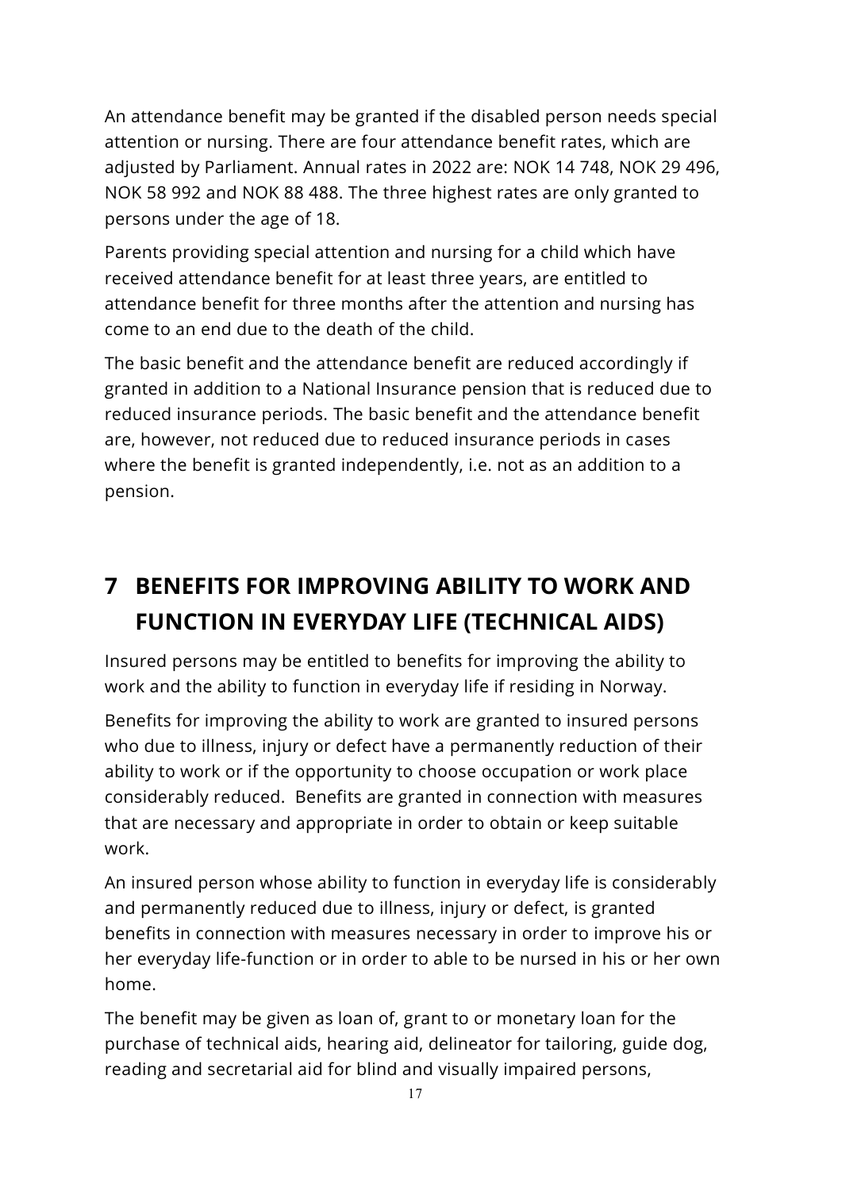An attendance benefit may be granted if the disabled person needs special attention or nursing. There are four attendance benefit rates, which are adjusted by Parliament. Annual rates in 2022 are: NOK 14 748, NOK 29 496, NOK 58 992 and NOK 88 488. The three highest rates are only granted to persons under the age of 18.

Parents providing special attention and nursing for a child which have received attendance benefit for at least three years, are entitled to attendance benefit for three months after the attention and nursing has come to an end due to the death of the child.

The basic benefit and the attendance benefit are reduced accordingly if granted in addition to a National Insurance pension that is reduced due to reduced insurance periods. The basic benefit and the attendance benefit are, however, not reduced due to reduced insurance periods in cases where the benefit is granted independently, i.e. not as an addition to a pension.

# 7 BENEFITS FOR IMPROVING ABILITY TO WORK AND FUNCTION IN EVERYDAY LIFE (TECHNICAL AIDS)

Insured persons may be entitled to benefits for improving the ability to work and the ability to function in everyday life if residing in Norway.

Benefits for improving the ability to work are granted to insured persons who due to illness, injury or defect have a permanently reduction of their ability to work or if the opportunity to choose occupation or work place considerably reduced. Benefits are granted in connection with measures that are necessary and appropriate in order to obtain or keep suitable work.

An insured person whose ability to function in everyday life is considerably and permanently reduced due to illness, injury or defect, is granted benefits in connection with measures necessary in order to improve his or her everyday life-function or in order to able to be nursed in his or her own home.

The benefit may be given as loan of, grant to or monetary loan for the purchase of technical aids, hearing aid, delineator for tailoring, guide dog, reading and secretarial aid for blind and visually impaired persons,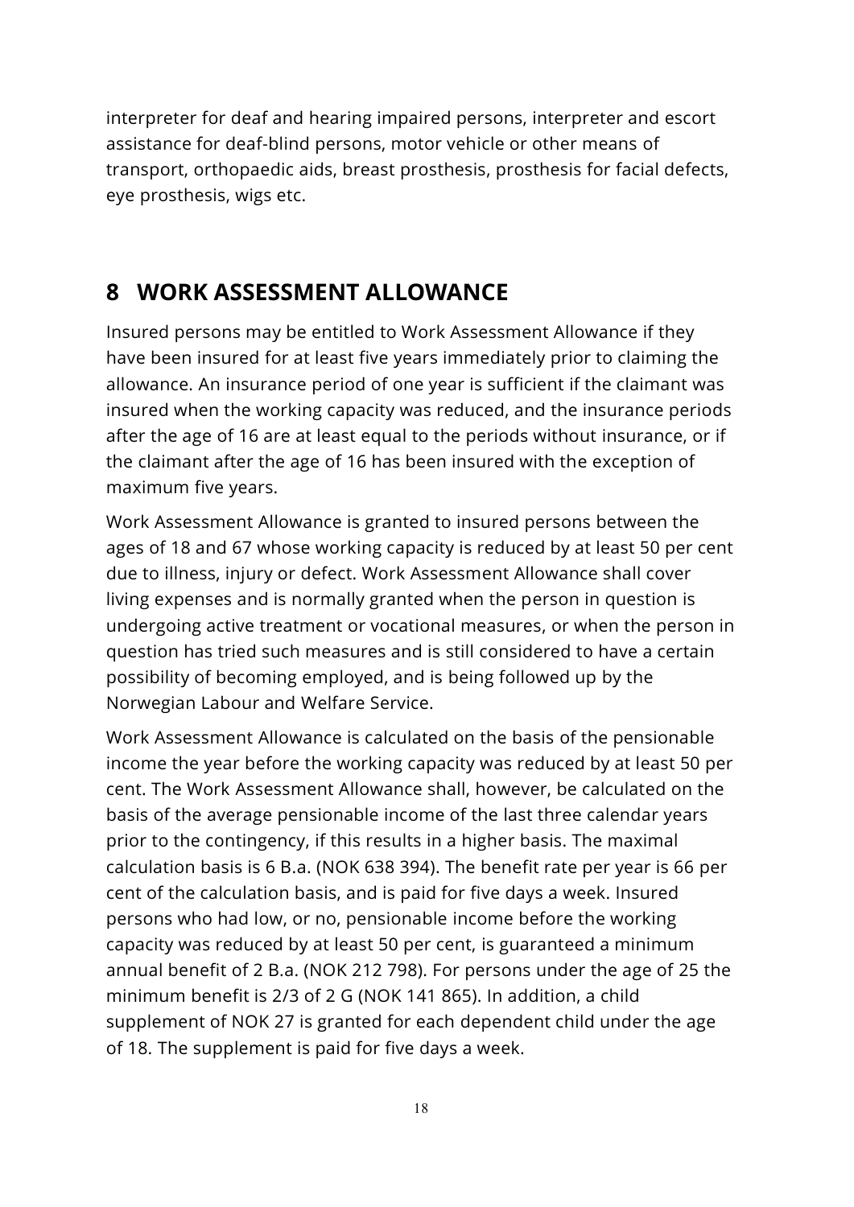interpreter for deaf and hearing impaired persons, interpreter and escort assistance for deaf-blind persons, motor vehicle or other means of transport, orthopaedic aids, breast prosthesis, prosthesis for facial defects, eye prosthesis, wigs etc.

# 8 WORK ASSESSMENT ALLOWANCE

Insured persons may be entitled to Work Assessment Allowance if they have been insured for at least five years immediately prior to claiming the allowance. An insurance period of one year is sufficient if the claimant was insured when the working capacity was reduced, and the insurance periods after the age of 16 are at least equal to the periods without insurance, or if the claimant after the age of 16 has been insured with the exception of maximum five years.

Work Assessment Allowance is granted to insured persons between the ages of 18 and 67 whose working capacity is reduced by at least 50 per cent due to illness, injury or defect. Work Assessment Allowance shall cover living expenses and is normally granted when the person in question is undergoing active treatment or vocational measures, or when the person in question has tried such measures and is still considered to have a certain possibility of becoming employed, and is being followed up by the Norwegian Labour and Welfare Service.

Work Assessment Allowance is calculated on the basis of the pensionable income the year before the working capacity was reduced by at least 50 per cent. The Work Assessment Allowance shall, however, be calculated on the basis of the average pensionable income of the last three calendar years prior to the contingency, if this results in a higher basis. The maximal calculation basis is 6 B.a. (NOK 638 394). The benefit rate per year is 66 per cent of the calculation basis, and is paid for five days a week. Insured persons who had low, or no, pensionable income before the working capacity was reduced by at least 50 per cent, is guaranteed a minimum annual benefit of 2 B.a. (NOK 212 798). For persons under the age of 25 the minimum benefit is 2/3 of 2 G (NOK 141 865). In addition, a child supplement of NOK 27 is granted for each dependent child under the age of 18. The supplement is paid for five days a week.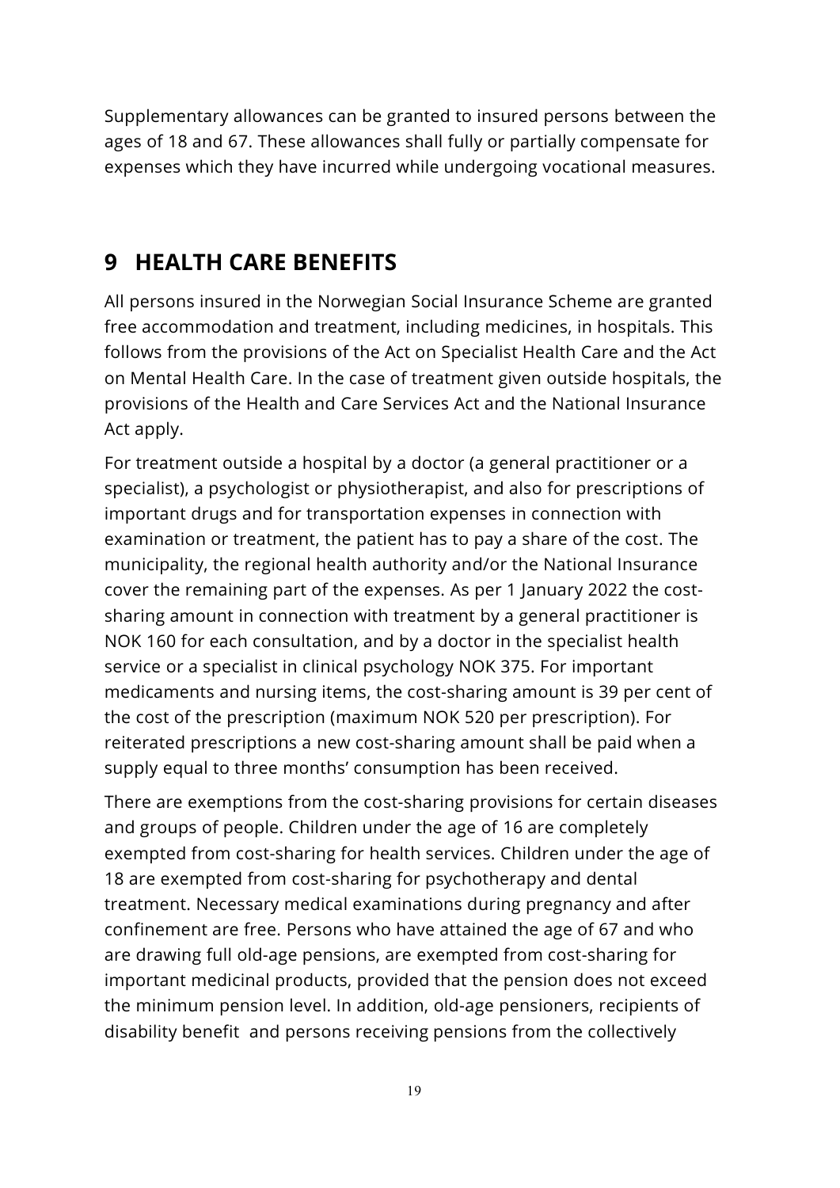Supplementary allowances can be granted to insured persons between the ages of 18 and 67. These allowances shall fully or partially compensate for expenses which they have incurred while undergoing vocational measures.

# 9 HEALTH CARE BENEFITS

All persons insured in the Norwegian Social Insurance Scheme are granted free accommodation and treatment, including medicines, in hospitals. This follows from the provisions of the Act on Specialist Health Care and the Act on Mental Health Care. In the case of treatment given outside hospitals, the provisions of the Health and Care Services Act and the National Insurance Act apply.

For treatment outside a hospital by a doctor (a general practitioner or a specialist), a psychologist or physiotherapist, and also for prescriptions of important drugs and for transportation expenses in connection with examination or treatment, the patient has to pay a share of the cost. The municipality, the regional health authority and/or the National Insurance cover the remaining part of the expenses. As per 1 January 2022 the cost-sharing amount in connection with treatment by a general practitioner is NOK 160 for each consultation, and by a doctor in the specialist health service or a specialist in clinical psychology NOK 375. For important medicaments and nursing items, the cost-sharing amount is 39 per cent of the cost of the prescription (maximum NOK 520 per prescription). For reiterated prescriptions a new cost-sharing amount shall be paid when a supply equal to three months' consumption has been received.

There are exemptions from the cost-sharing provisions for certain diseases and groups of people. Children under the age of 16 are completely exempted from cost-sharing for health services. Children under the age of 18 are exempted from cost-sharing for psychotherapy and dental treatment. Necessary medical examinations during pregnancy and after confinement are free. Persons who have attained the age of 67 and who are drawing full old-age pensions, are exempted from cost-sharing for important medicinal products, provided that the pension does not exceed the minimum pension level. In addition, old-age pensioners, recipients of disability benefit and persons receiving pensions from the collectively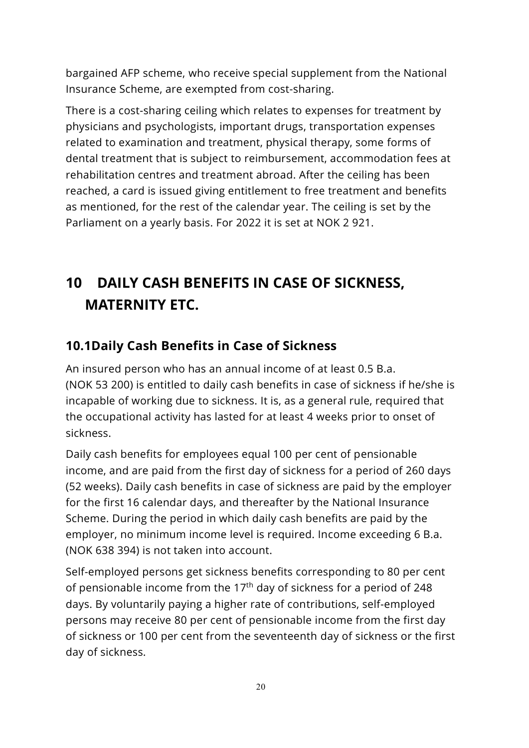bargained AFP scheme, who receive special supplement from the National Insurance Scheme, are exempted from cost-sharing.

There is a cost-sharing ceiling which relates to expenses for treatment by physicians and psychologists, important drugs, transportation expenses related to examination and treatment, physical therapy, some forms of dental treatment that is subject to reimbursement, accommodation fees at rehabilitation centres and treatment abroad. After the ceiling has been reached, a card is issued giving entitlement to free treatment and benefits as mentioned, for the rest of the calendar year. The ceiling is set by the Parliament on a yearly basis. For 2022 it is set at NOK 2 921.

# 10 DAILY CASH BENEFITS IN CASE OF SICKNESS, MATERNITY ETC.

## 10.1 Daily Cash Benefits in Case of Sickness

An insured person who has an annual income of at least 0.5 B.a. (NOK 53 200) is entitled to daily cash benefits in case of sickness if he/she is incapable of working due to sickness. It is, as a general rule, required that the occupational activity has lasted for at least 4 weeks prior to onset of sickness.

Daily cash benefits for employees equal 100 per cent of pensionable income, and are paid from the first day of sickness for a period of 260 days (52 weeks). Daily cash benefits in case of sickness are paid by the employer for the first 16 calendar days, and thereafter by the National Insurance Scheme. During the period in which daily cash benefits are paid by the employer, no minimum income level is required. Income exceeding 6 B.a. (NOK 638 394) is not taken into account.

Self-employed persons get sickness benefits corresponding to 80 per cent of pensionable income from the 17th day of sickness for a period of 248 days. By voluntarily paying a higher rate of contributions, self-employed persons may receive 80 per cent of pensionable income from the first day of sickness or 100 per cent from the seventeenth day of sickness or the first day of sickness.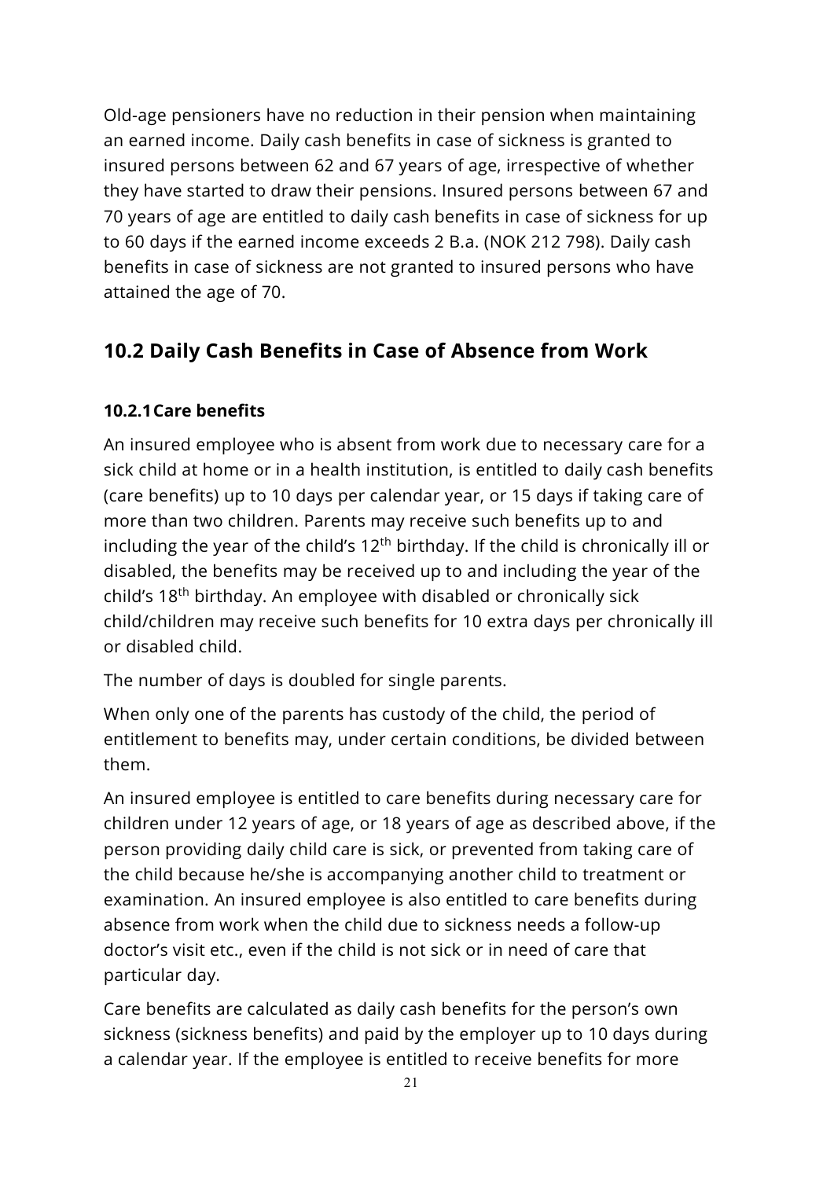Old-age pensioners have no reduction in their pension when maintaining an earned income. Daily cash benefits in case of sickness is granted to insured persons between 62 and 67 years of age, irrespective of whether they have started to draw their pensions. Insured persons between 67 and 70 years of age are entitled to daily cash benefits in case of sickness for up to 60 days if the earned income exceeds 2 B.a. (NOK 212 798). Daily cash benefits in case of sickness are not granted to insured persons who have attained the age of 70.

## 10.2 Daily Cash Benefits in Case of Absence from Work

### 10.2.1 Care benefits

An insured employee who is absent from work due to necessary care for a sick child at home or in a health institution, is entitled to daily cash benefits (care benefits) up to 10 days per calendar year, or 15 days if taking care of more than two children. Parents may receive such benefits up to and including the year of the child's 12th birthday. If the child is chronically ill or disabled, the benefits may be received up to and including the year of the child's 18th birthday. An employee with disabled or chronically sick child/children may receive such benefits for 10 extra days per chronically ill or disabled child.

The number of days is doubled for single parents.

When only one of the parents has custody of the child, the period of entitlement to benefits may, under certain conditions, be divided between them.

An insured employee is entitled to care benefits during necessary care for children under 12 years of age, or 18 years of age as described above, if the person providing daily child care is sick, or prevented from taking care of the child because he/she is accompanying another child to treatment or examination. An insured employee is also entitled to care benefits during absence from work when the child due to sickness needs a follow-up doctor's visit etc., even if the child is not sick or in need of care that particular day.

Care benefits are calculated as daily cash benefits for the person's own sickness (sickness benefits) and paid by the employer up to 10 days during a calendar year. If the employee is entitled to receive benefits for more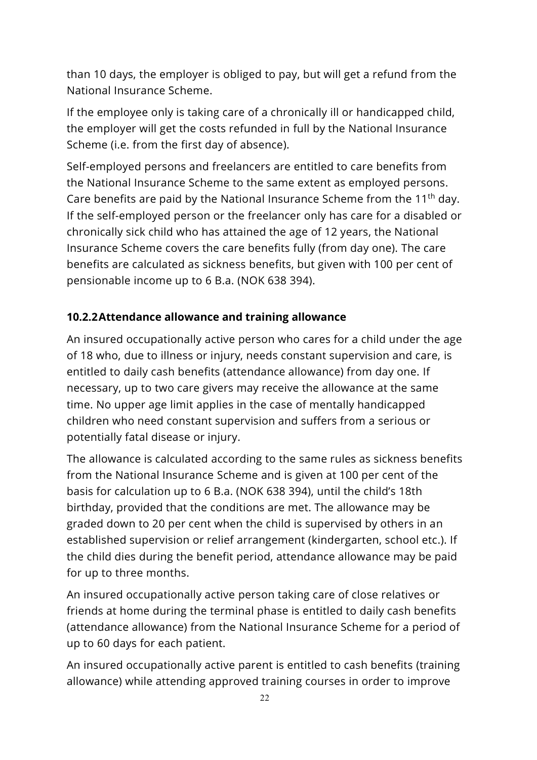than 10 days, the employer is obliged to pay, but will get a refund from the National Insurance Scheme.

If the employee only is taking care of a chronically ill or handicapped child, the employer will get the costs refunded in full by the National Insurance Scheme (i.e. from the first day of absence).

Self-employed persons and freelancers are entitled to care benefits from the National Insurance Scheme to the same extent as employed persons. Care benefits are paid by the National Insurance Scheme from the 11th day. If the self-employed person or the freelancer only has care for a disabled or chronically sick child who has attained the age of 12 years, the National Insurance Scheme covers the care benefits fully (from day one). The care benefits are calculated as sickness benefits, but given with 100 per cent of pensionable income up to 6 B.a. (NOK 638 394).

### 10.2.2 Attendance allowance and training allowance

An insured occupationally active person who cares for a child under the age of 18 who, due to illness or injury, needs constant supervision and care, is entitled to daily cash benefits (attendance allowance) from day one. If necessary, up to two care givers may receive the allowance at the same time. No upper age limit applies in the case of mentally handicapped children who need constant supervision and suffers from a serious or potentially fatal disease or injury.

The allowance is calculated according to the same rules as sickness benefits from the National Insurance Scheme and is given at 100 per cent of the basis for calculation up to 6 B.a. (NOK 638 394), until the child's 18th birthday, provided that the conditions are met. The allowance may be graded down to 20 per cent when the child is supervised by others in an established supervision or relief arrangement (kindergarten, school etc.). If the child dies during the benefit period, attendance allowance may be paid for up to three months.

An insured occupationally active person taking care of close relatives or friends at home during the terminal phase is entitled to daily cash benefits (attendance allowance) from the National Insurance Scheme for a period of up to 60 days for each patient.

An insured occupationally active parent is entitled to cash benefits (training allowance) while attending approved training courses in order to improve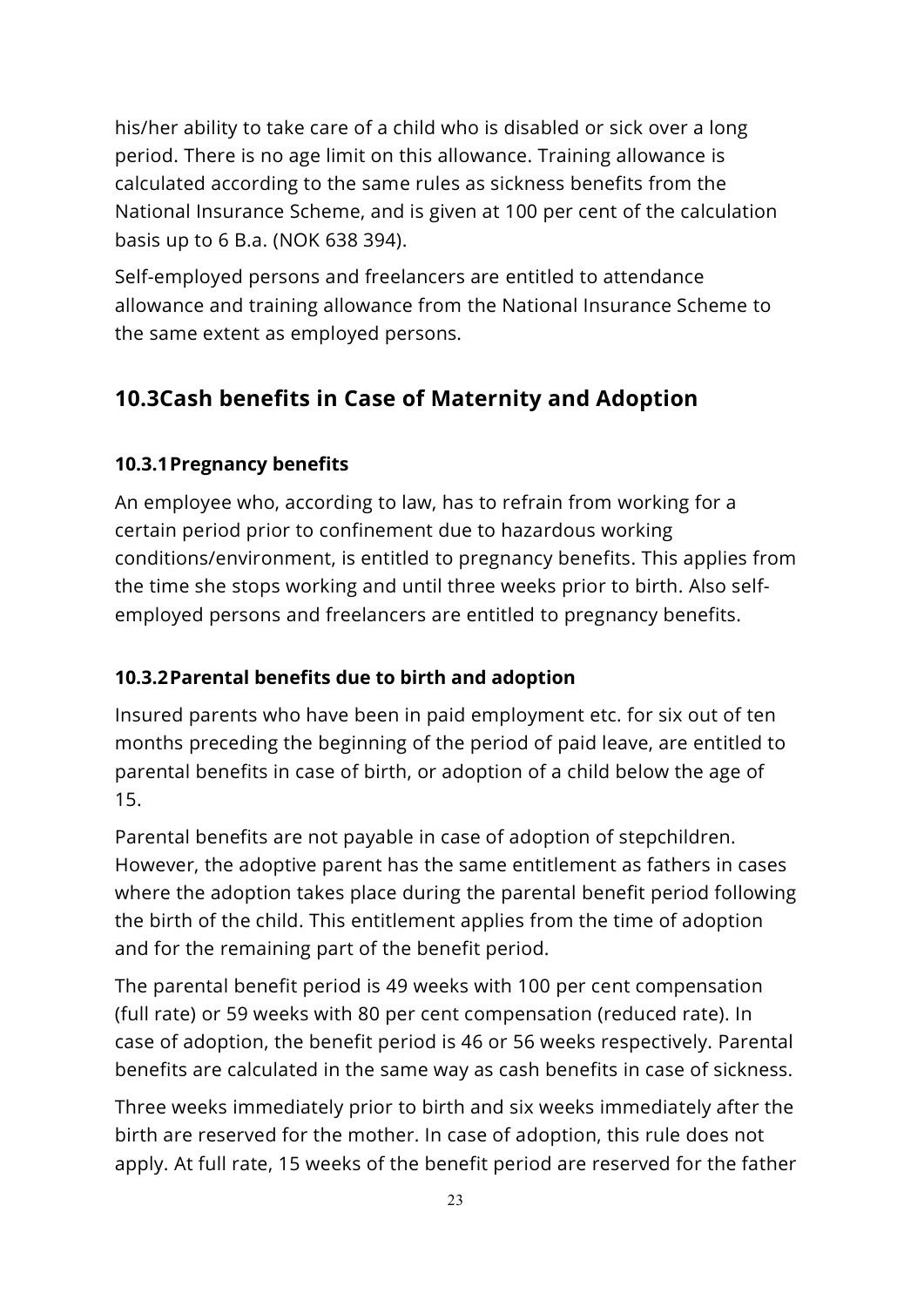his/her ability to take care of a child who is disabled or sick over a long period. There is no age limit on this allowance. Training allowance is calculated according to the same rules as sickness benefits from the National Insurance Scheme, and is given at 100 per cent of the calculation basis up to 6 B.a. (NOK 638 394).

Self-employed persons and freelancers are entitled to attendance allowance and training allowance from the National Insurance Scheme to the same extent as employed persons.

## 10.3 Cash benefits in Case of Maternity and Adoption

### 10.3.1 Pregnancy benefits

An employee who, according to law, has to refrain from working for a certain period prior to confinement due to hazardous working conditions/environment, is entitled to pregnancy benefits. This applies from the time she stops working and until three weeks prior to birth. Also self-employed persons and freelancers are entitled to pregnancy benefits.

### 10.3.2 Parental benefits due to birth and adoption

Insured parents who have been in paid employment etc. for six out of ten months preceding the beginning of the period of paid leave, are entitled to parental benefits in case of birth, or adoption of a child below the age of 15.

Parental benefits are not payable in case of adoption of stepchildren. However, the adoptive parent has the same entitlement as fathers in cases where the adoption takes place during the parental benefit period following the birth of the child. This entitlement applies from the time of adoption and for the remaining part of the benefit period.

The parental benefit period is 49 weeks with 100 per cent compensation (full rate) or 59 weeks with 80 per cent compensation (reduced rate). In case of adoption, the benefit period is 46 or 56 weeks respectively. Parental benefits are calculated in the same way as cash benefits in case of sickness.

Three weeks immediately prior to birth and six weeks immediately after the birth are reserved for the mother. In case of adoption, this rule does not apply. At full rate, 15 weeks of the benefit period are reserved for the father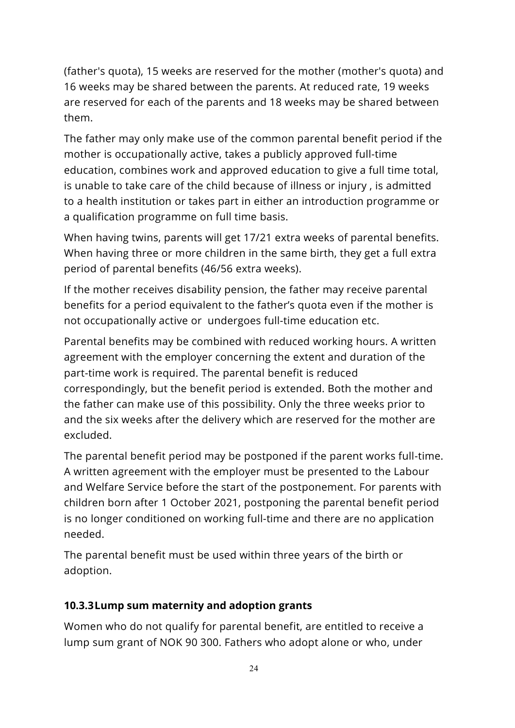(father's quota), 15 weeks are reserved for the mother (mother's quota) and 16 weeks may be shared between the parents. At reduced rate, 19 weeks are reserved for each of the parents and 18 weeks may be shared between them.

The father may only make use of the common parental benefit period if the mother is occupationally active, takes a publicly approved full-time education, combines work and approved education to give a full time total, is unable to take care of the child because of illness or injury , is admitted to a health institution or takes part in either an introduction programme or a qualification programme on full time basis.

When having twins, parents will get 17/21 extra weeks of parental benefits. When having three or more children in the same birth, they get a full extra period of parental benefits (46/56 extra weeks).

If the mother receives disability pension, the father may receive parental benefits for a period equivalent to the father's quota even if the mother is not occupationally active or undergoes full-time education etc.

Parental benefits may be combined with reduced working hours. A written agreement with the employer concerning the extent and duration of the part-time work is required. The parental benefit is reduced correspondingly, but the benefit period is extended. Both the mother and the father can make use of this possibility. Only the three weeks prior to and the six weeks after the delivery which are reserved for the mother are excluded.

The parental benefit period may be postponed if the parent works full-time. A written agreement with the employer must be presented to the Labour and Welfare Service before the start of the postponement. For parents with children born after 1 October 2021, postponing the parental benefit period is no longer conditioned on working full-time and there are no application needed.

The parental benefit must be used within three years of the birth or adoption.

### 10.3.3 Lump sum maternity and adoption grants

Women who do not qualify for parental benefit, are entitled to receive a lump sum grant of NOK 90 300. Fathers who adopt alone or who, under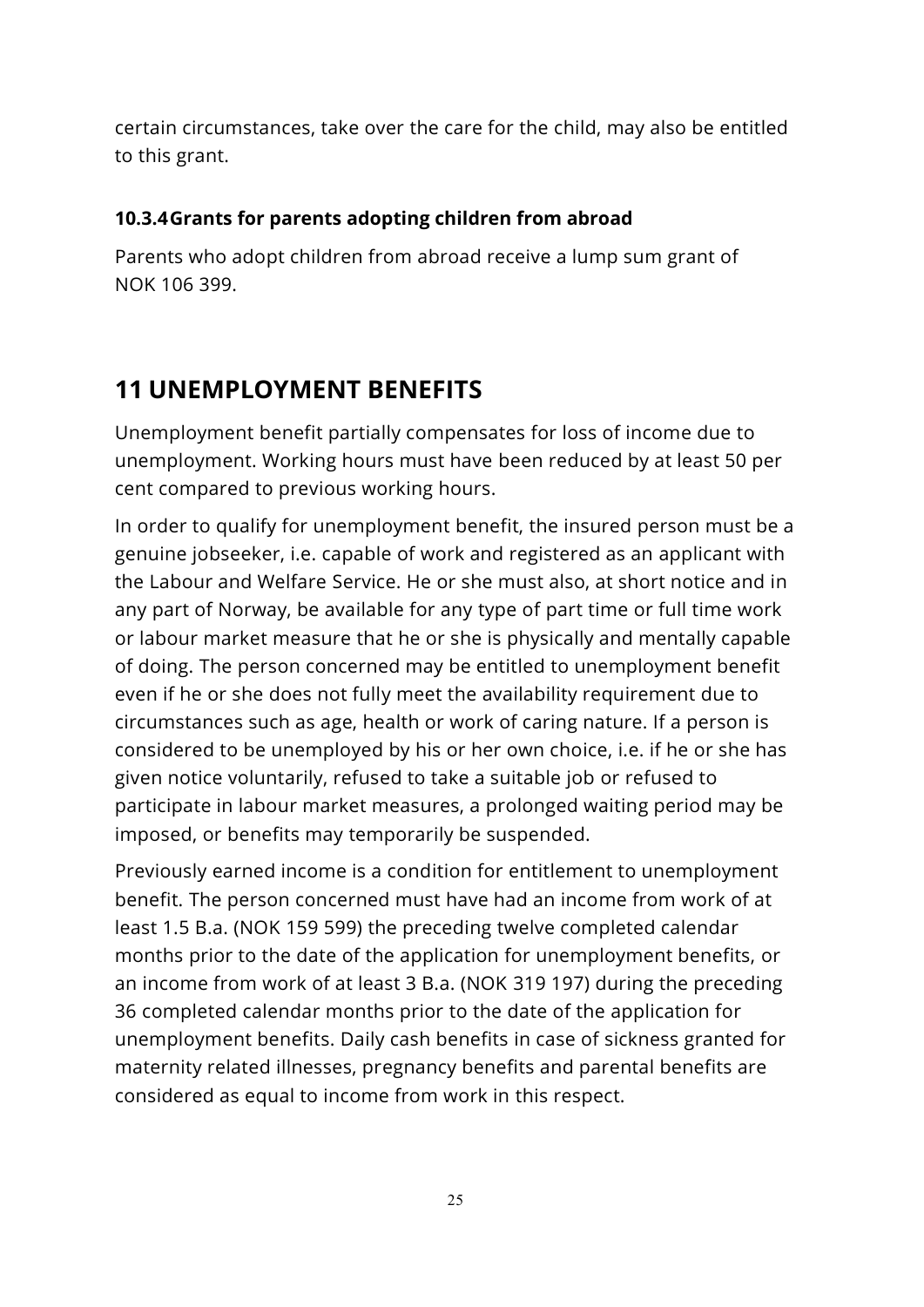certain circumstances, take over the care for the child, may also be entitled to this grant.

### 10.3.4 Grants for parents adopting children from abroad

Parents who adopt children from abroad receive a lump sum grant of NOK 106 399.

# 11 UNEMPLOYMENT BENEFITS

Unemployment benefit partially compensates for loss of income due to unemployment. Working hours must have been reduced by at least 50 per cent compared to previous working hours.

In order to qualify for unemployment benefit, the insured person must be a genuine jobseeker, i.e. capable of work and registered as an applicant with the Labour and Welfare Service. He or she must also, at short notice and in any part of Norway, be available for any type of part time or full time work or labour market measure that he or she is physically and mentally capable of doing. The person concerned may be entitled to unemployment benefit even if he or she does not fully meet the availability requirement due to circumstances such as age, health or work of caring nature. If a person is considered to be unemployed by his or her own choice, i.e. if he or she has given notice voluntarily, refused to take a suitable job or refused to participate in labour market measures, a prolonged waiting period may be imposed, or benefits may temporarily be suspended.

Previously earned income is a condition for entitlement to unemployment benefit. The person concerned must have had an income from work of at least 1.5 B.a. (NOK 159 599) the preceding twelve completed calendar months prior to the date of the application for unemployment benefits, or an income from work of at least 3 B.a. (NOK 319 197) during the preceding 36 completed calendar months prior to the date of the application for unemployment benefits. Daily cash benefits in case of sickness granted for maternity related illnesses, pregnancy benefits and parental benefits are considered as equal to income from work in this respect.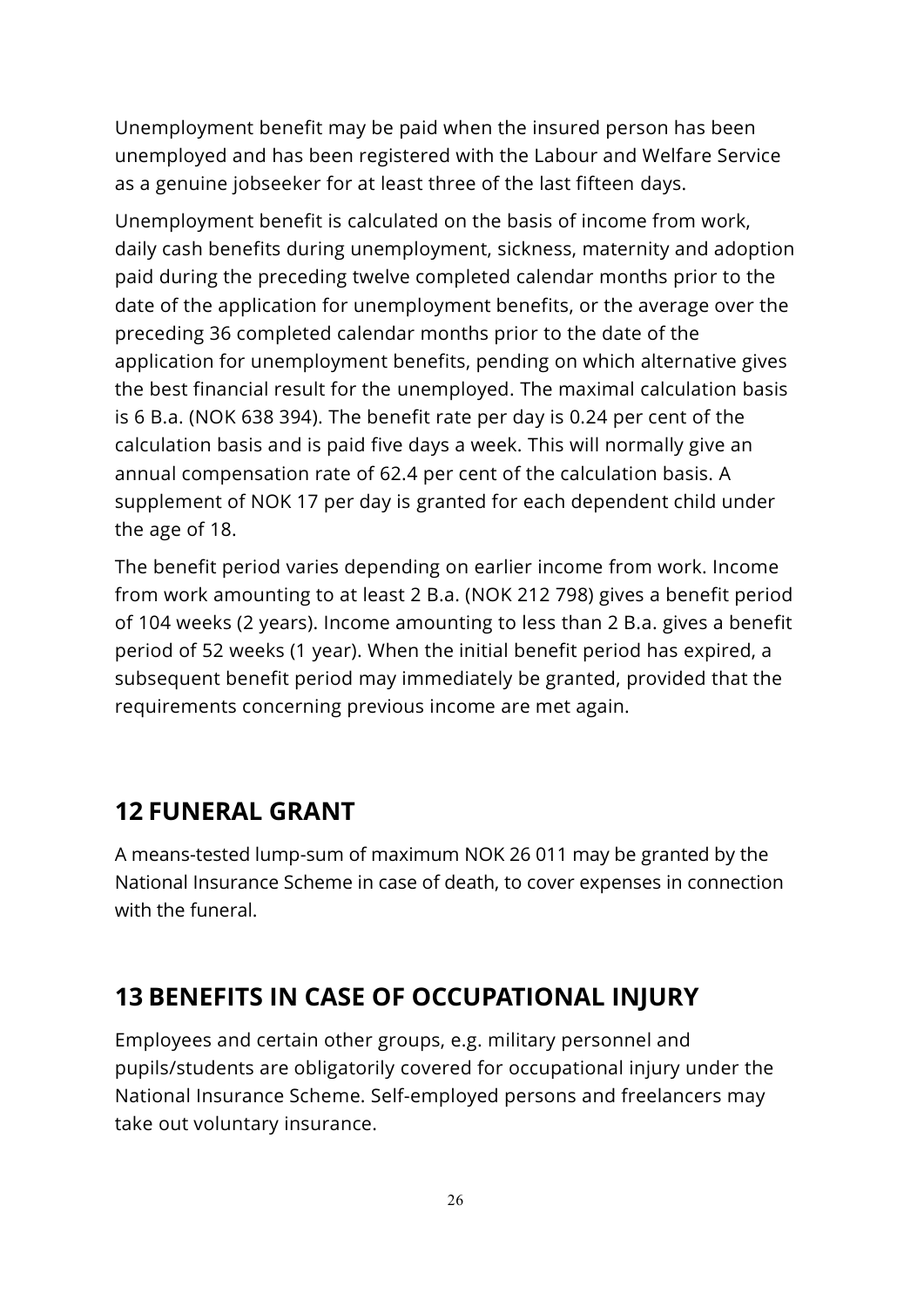Unemployment benefit may be paid when the insured person has been unemployed and has been registered with the Labour and Welfare Service as a genuine jobseeker for at least three of the last fifteen days.

Unemployment benefit is calculated on the basis of income from work, daily cash benefits during unemployment, sickness, maternity and adoption paid during the preceding twelve completed calendar months prior to the date of the application for unemployment benefits, or the average over the preceding 36 completed calendar months prior to the date of the application for unemployment benefits, pending on which alternative gives the best financial result for the unemployed. The maximal calculation basis is 6 B.a. (NOK 638 394). The benefit rate per day is 0.24 per cent of the calculation basis and is paid five days a week. This will normally give an annual compensation rate of 62.4 per cent of the calculation basis. A supplement of NOK 17 per day is granted for each dependent child under the age of 18.

The benefit period varies depending on earlier income from work. Income from work amounting to at least 2 B.a. (NOK 212 798) gives a benefit period of 104 weeks (2 years). Income amounting to less than 2 B.a. gives a benefit period of 52 weeks (1 year). When the initial benefit period has expired, a subsequent benefit period may immediately be granted, provided that the requirements concerning previous income are met again.

# 12 FUNERAL GRANT

A means-tested lump-sum of maximum NOK 26 011 may be granted by the National Insurance Scheme in case of death, to cover expenses in connection with the funeral.

# 13 BENEFITS IN CASE OF OCCUPATIONAL INJURY

Employees and certain other groups, e.g. military personnel and pupils/students are obligatorily covered for occupational injury under the National Insurance Scheme. Self-employed persons and freelancers may take out voluntary insurance.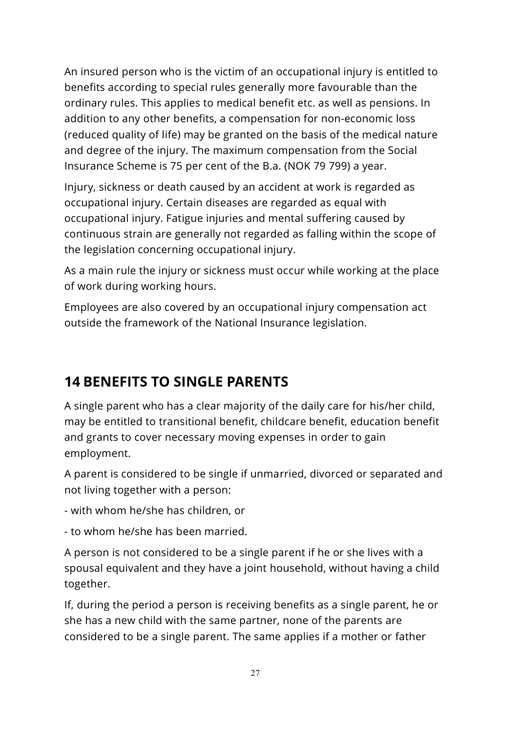An insured person who is the victim of an occupational injury is entitled to benefits according to special rules generally more favourable than the ordinary rules. This applies to medical benefit etc. as well as pensions. In addition to any other benefits, a compensation for non-economic loss (reduced quality of life) may be granted on the basis of the medical nature and degree of the injury. The maximum compensation from the Social Insurance Scheme is 75 per cent of the B.a. (NOK 79 799) a year.

Injury, sickness or death caused by an accident at work is regarded as occupational injury. Certain diseases are regarded as equal with occupational injury. Fatigue injuries and mental suffering caused by continuous strain are generally not regarded as falling within the scope of the legislation concerning occupational injury.

As a main rule the injury or sickness must occur while working at the place of work during working hours.

Employees are also covered by an occupational injury compensation act outside the framework of the National Insurance legislation.

## 14 BENEFITS TO SINGLE PARENTS

A single parent who has a clear majority of the daily care for his/her child, may be entitled to transitional benefit, childcare benefit, education benefit and grants to cover necessary moving expenses in order to gain employment.

A parent is considered to be single if unmarried, divorced or separated and not living together with a person:

- with whom he/she has children, or

- to whom he/she has been married.

A person is not considered to be a single parent if he or she lives with a spousal equivalent and they have a joint household, without having a child together.

If, during the period a person is receiving benefits as a single parent, he or she has a new child with the same partner, none of the parents are considered to be a single parent. The same applies if a mother or father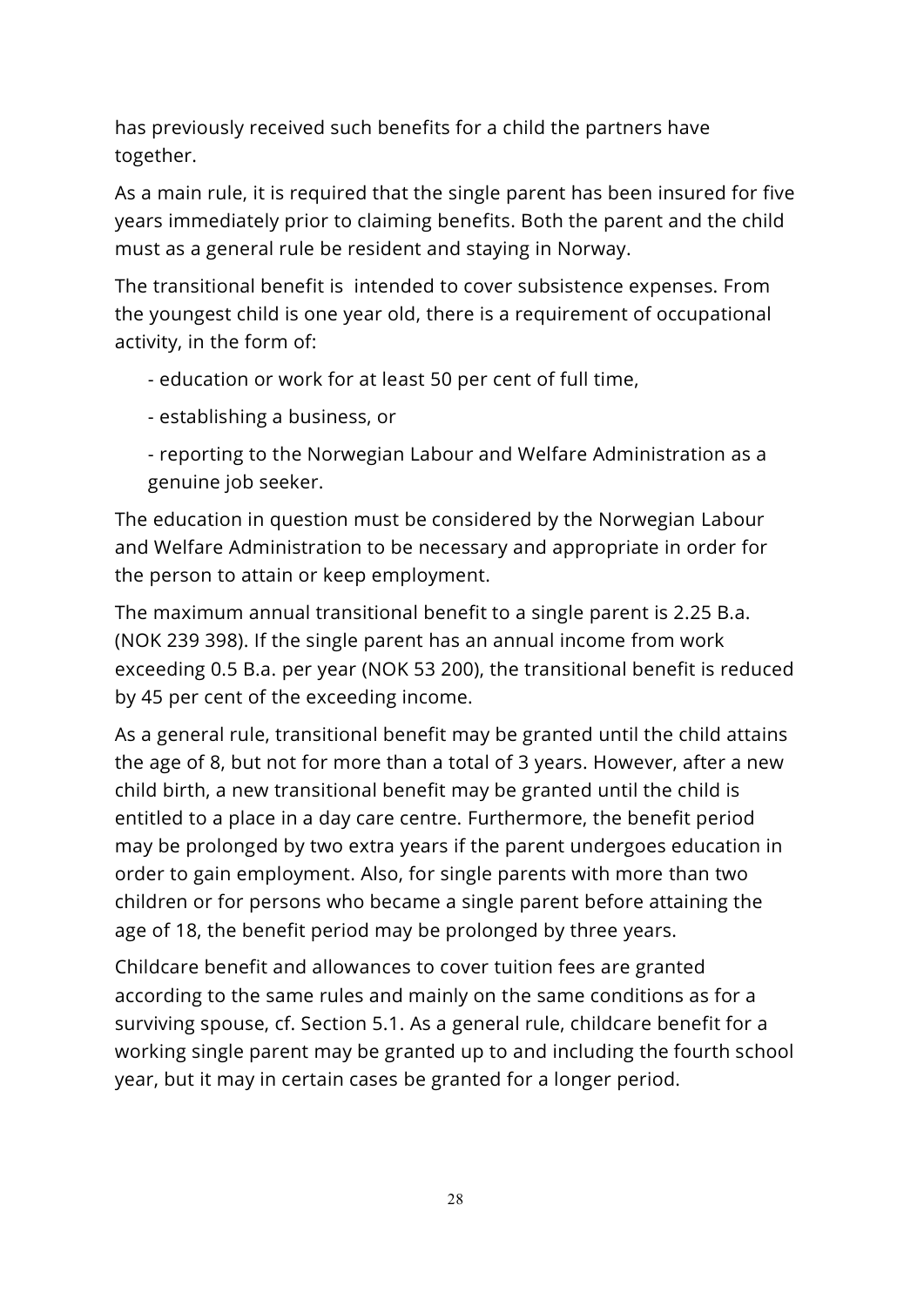has previously received such benefits for a child the partners have together.

As a main rule, it is required that the single parent has been insured for five years immediately prior to claiming benefits. Both the parent and the child must as a general rule be resident and staying in Norway.

The transitional benefit is intended to cover subsistence expenses. From the youngest child is one year old, there is a requirement of occupational activity, in the form of:

- education or work for at least 50 per cent of full time,
- establishing a business, or
- reporting to the Norwegian Labour and Welfare Administration as a genuine job seeker.

The education in question must be considered by the Norwegian Labour and Welfare Administration to be necessary and appropriate in order for the person to attain or keep employment.

The maximum annual transitional benefit to a single parent is 2.25 B.a. (NOK 239 398). If the single parent has an annual income from work exceeding 0.5 B.a. per year (NOK 53 200), the transitional benefit is reduced by 45 per cent of the exceeding income.

As a general rule, transitional benefit may be granted until the child attains the age of 8, but not for more than a total of 3 years. However, after a new child birth, a new transitional benefit may be granted until the child is entitled to a place in a day care centre. Furthermore, the benefit period may be prolonged by two extra years if the parent undergoes education in order to gain employment. Also, for single parents with more than two children or for persons who became a single parent before attaining the age of 18, the benefit period may be prolonged by three years.

Childcare benefit and allowances to cover tuition fees are granted according to the same rules and mainly on the same conditions as for a surviving spouse, cf. Section 5.1. As a general rule, childcare benefit for a working single parent may be granted up to and including the fourth school year, but it may in certain cases be granted for a longer period.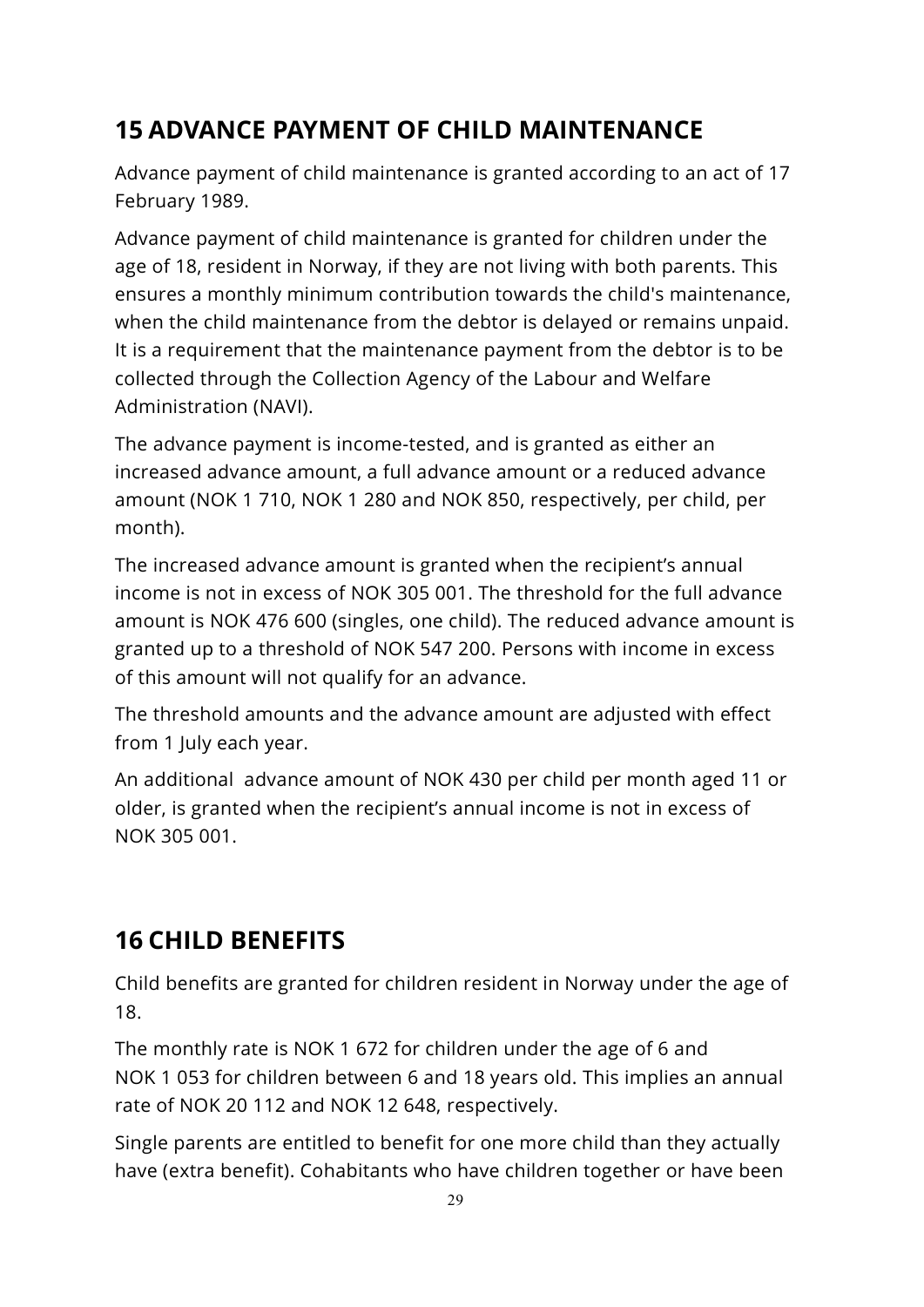## 15 ADVANCE PAYMENT OF CHILD MAINTENANCE

Advance payment of child maintenance is granted according to an act of 17 February 1989.

Advance payment of child maintenance is granted for children under the age of 18, resident in Norway, if they are not living with both parents. This ensures a monthly minimum contribution towards the child's maintenance, when the child maintenance from the debtor is delayed or remains unpaid. It is a requirement that the maintenance payment from the debtor is to be collected through the Collection Agency of the Labour and Welfare Administration (NAVI).

The advance payment is income-tested, and is granted as either an increased advance amount, a full advance amount or a reduced advance amount (NOK 1 710, NOK 1 280 and NOK 850, respectively, per child, per month).

The increased advance amount is granted when the recipient's annual income is not in excess of NOK 305 001. The threshold for the full advance amount is NOK 476 600 (singles, one child). The reduced advance amount is granted up to a threshold of NOK 547 200. Persons with income in excess of this amount will not qualify for an advance.

The threshold amounts and the advance amount are adjusted with effect from 1 July each year.

An additional advance amount of NOK 430 per child per month aged 11 or older, is granted when the recipient's annual income is not in excess of NOK 305 001.

## 16 CHILD BENEFITS

Child benefits are granted for children resident in Norway under the age of 18.

The monthly rate is NOK 1 672 for children under the age of 6 and NOK 1 053 for children between 6 and 18 years old. This implies an annual rate of NOK 20 112 and NOK 12 648, respectively.

Single parents are entitled to benefit for one more child than they actually have (extra benefit). Cohabitants who have children together or have been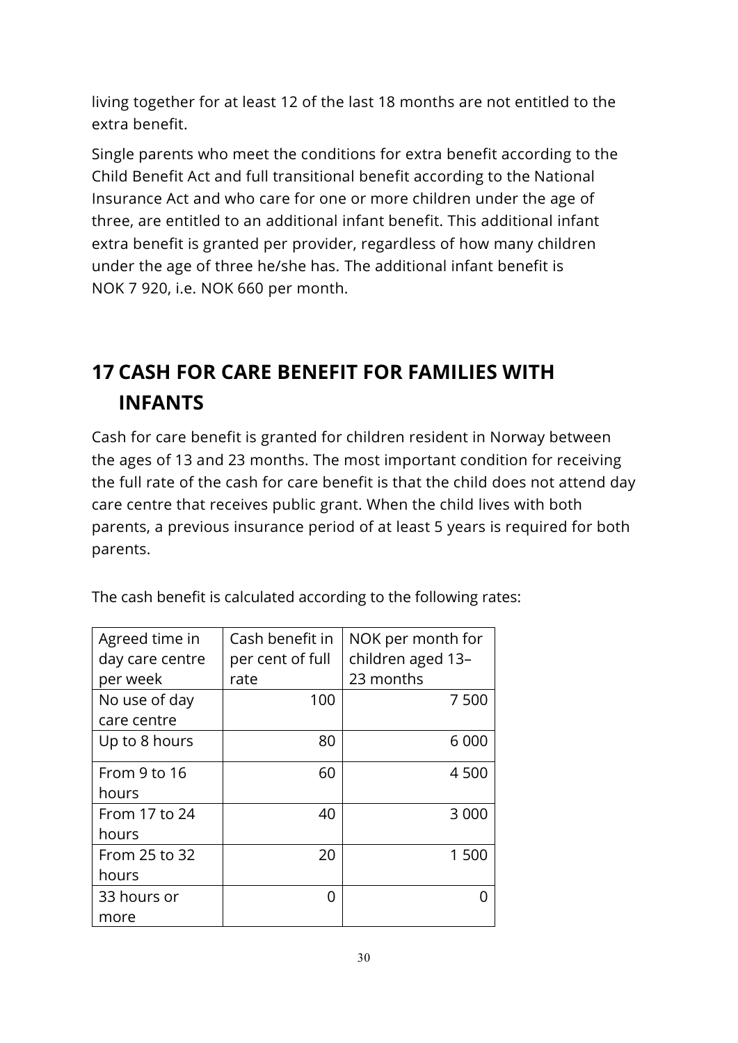living together for at least 12 of the last 18 months are not entitled to the extra benefit.

Single parents who meet the conditions for extra benefit according to the Child Benefit Act and full transitional benefit according to the National Insurance Act and who care for one or more children under the age of three, are entitled to an additional infant benefit. This additional infant extra benefit is granted per provider, regardless of how many children under the age of three he/she has. The additional infant benefit is NOK 7 920, i.e. NOK 660 per month.

# 17 CASH FOR CARE BENEFIT FOR FAMILIES WITH INFANTS

Cash for care benefit is granted for children resident in Norway between the ages of 13 and 23 months. The most important condition for receiving the full rate of the cash for care benefit is that the child does not attend day care centre that receives public grant. When the child lives with both parents, a previous insurance period of at least 5 years is required for both parents.

The cash benefit is calculated according to the following rates:

| Agreed time in day care centre per week | Cash benefit in per cent of full rate | NOK per month for children aged 13–23 months |
|---|---:|---:|
| No use of day care centre | 100 | 7 500 |
| Up to 8 hours | 80 | 6 000 |
| From 9 to 16 hours | 60 | 4 500 |
| From 17 to 24 hours | 40 | 3 000 |
| From 25 to 32 hours | 20 | 1 500 |
| 33 hours or more | 0 | 0 |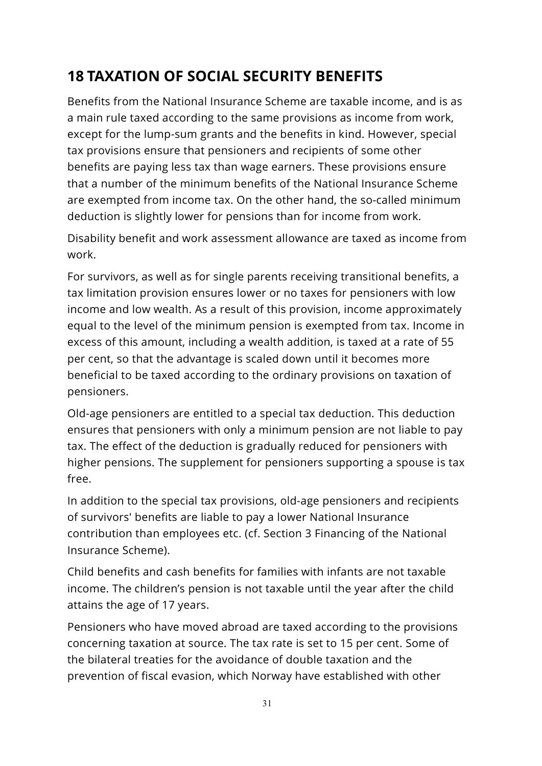## 18 TAXATION OF SOCIAL SECURITY BENEFITS

Benefits from the National Insurance Scheme are taxable income, and is as a main rule taxed according to the same provisions as income from work, except for the lump-sum grants and the benefits in kind. However, special tax provisions ensure that pensioners and recipients of some other benefits are paying less tax than wage earners. These provisions ensure that a number of the minimum benefits of the National Insurance Scheme are exempted from income tax. On the other hand, the so-called minimum deduction is slightly lower for pensions than for income from work.

Disability benefit and work assessment allowance are taxed as income from work.

For survivors, as well as for single parents receiving transitional benefits, a tax limitation provision ensures lower or no taxes for pensioners with low income and low wealth. As a result of this provision, income approximately equal to the level of the minimum pension is exempted from tax. Income in excess of this amount, including a wealth addition, is taxed at a rate of 55 per cent, so that the advantage is scaled down until it becomes more beneficial to be taxed according to the ordinary provisions on taxation of pensioners.

Old-age pensioners are entitled to a special tax deduction. This deduction ensures that pensioners with only a minimum pension are not liable to pay tax. The effect of the deduction is gradually reduced for pensioners with higher pensions. The supplement for pensioners supporting a spouse is tax free.

In addition to the special tax provisions, old-age pensioners and recipients of survivors' benefits are liable to pay a lower National Insurance contribution than employees etc. (cf. Section 3 Financing of the National Insurance Scheme).

Child benefits and cash benefits for families with infants are not taxable income. The children's pension is not taxable until the year after the child attains the age of 17 years.

Pensioners who have moved abroad are taxed according to the provisions concerning taxation at source. The tax rate is set to 15 per cent. Some of the bilateral treaties for the avoidance of double taxation and the prevention of fiscal evasion, which Norway have established with other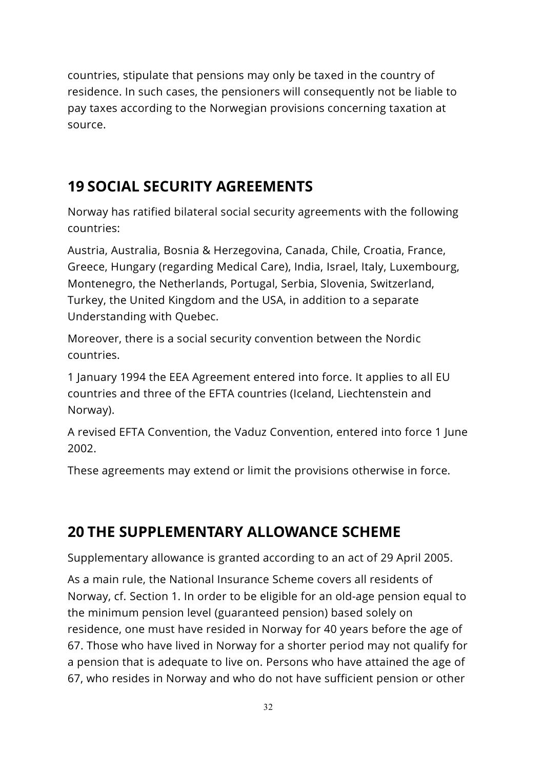countries, stipulate that pensions may only be taxed in the country of residence. In such cases, the pensioners will consequently not be liable to pay taxes according to the Norwegian provisions concerning taxation at source.

## 19 SOCIAL SECURITY AGREEMENTS

Norway has ratified bilateral social security agreements with the following countries:

Austria, Australia, Bosnia & Herzegovina, Canada, Chile, Croatia, France, Greece, Hungary (regarding Medical Care), India, Israel, Italy, Luxembourg, Montenegro, the Netherlands, Portugal, Serbia, Slovenia, Switzerland, Turkey, the United Kingdom and the USA, in addition to a separate Understanding with Quebec.

Moreover, there is a social security convention between the Nordic countries.

1 January 1994 the EEA Agreement entered into force. It applies to all EU countries and three of the EFTA countries (Iceland, Liechtenstein and Norway).

A revised EFTA Convention, the Vaduz Convention, entered into force 1 June 2002.

These agreements may extend or limit the provisions otherwise in force.

## 20 THE SUPPLEMENTARY ALLOWANCE SCHEME

Supplementary allowance is granted according to an act of 29 April 2005.

As a main rule, the National Insurance Scheme covers all residents of Norway, cf. Section 1. In order to be eligible for an old-age pension equal to the minimum pension level (guaranteed pension) based solely on residence, one must have resided in Norway for 40 years before the age of 67. Those who have lived in Norway for a shorter period may not qualify for a pension that is adequate to live on. Persons who have attained the age of 67, who resides in Norway and who do not have sufficient pension or other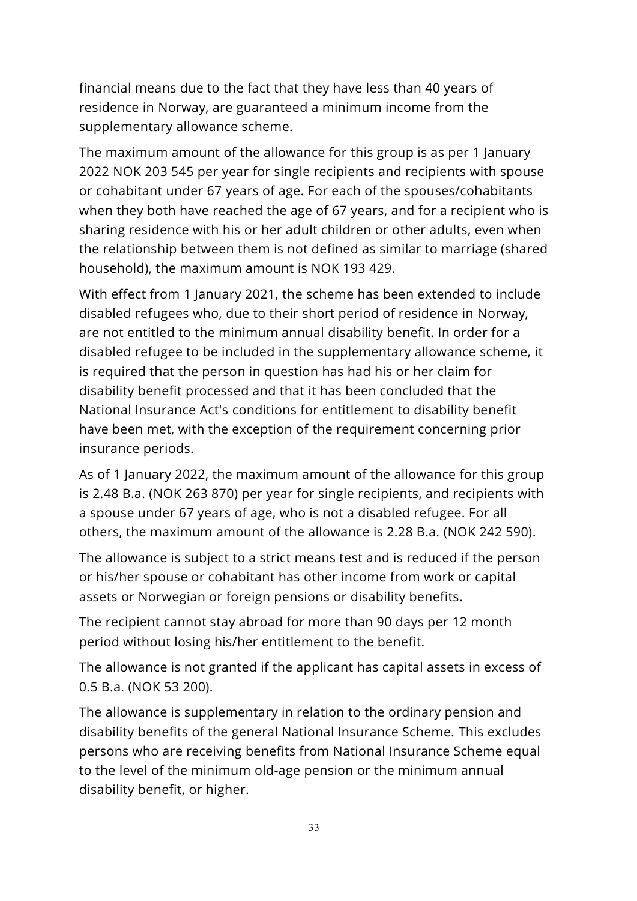financial means due to the fact that they have less than 40 years of residence in Norway, are guaranteed a minimum income from the supplementary allowance scheme.

The maximum amount of the allowance for this group is as per 1 January 2022 NOK 203 545 per year for single recipients and recipients with spouse or cohabitant under 67 years of age. For each of the spouses/cohabitants when they both have reached the age of 67 years, and for a recipient who is sharing residence with his or her adult children or other adults, even when the relationship between them is not defined as similar to marriage (shared household), the maximum amount is NOK 193 429.

With effect from 1 January 2021, the scheme has been extended to include disabled refugees who, due to their short period of residence in Norway, are not entitled to the minimum annual disability benefit. In order for a disabled refugee to be included in the supplementary allowance scheme, it is required that the person in question has had his or her claim for disability benefit processed and that it has been concluded that the National Insurance Act's conditions for entitlement to disability benefit have been met, with the exception of the requirement concerning prior insurance periods.

As of 1 January 2022, the maximum amount of the allowance for this group is 2.48 B.a. (NOK 263 870) per year for single recipients, and recipients with a spouse under 67 years of age, who is not a disabled refugee. For all others, the maximum amount of the allowance is 2.28 B.a. (NOK 242 590).

The allowance is subject to a strict means test and is reduced if the person or his/her spouse or cohabitant has other income from work or capital assets or Norwegian or foreign pensions or disability benefits.

The recipient cannot stay abroad for more than 90 days per 12 month period without losing his/her entitlement to the benefit.

The allowance is not granted if the applicant has capital assets in excess of 0.5 B.a. (NOK 53 200).

The allowance is supplementary in relation to the ordinary pension and disability benefits of the general National Insurance Scheme. This excludes persons who are receiving benefits from National Insurance Scheme equal to the level of the minimum old-age pension or the minimum annual disability benefit, or higher.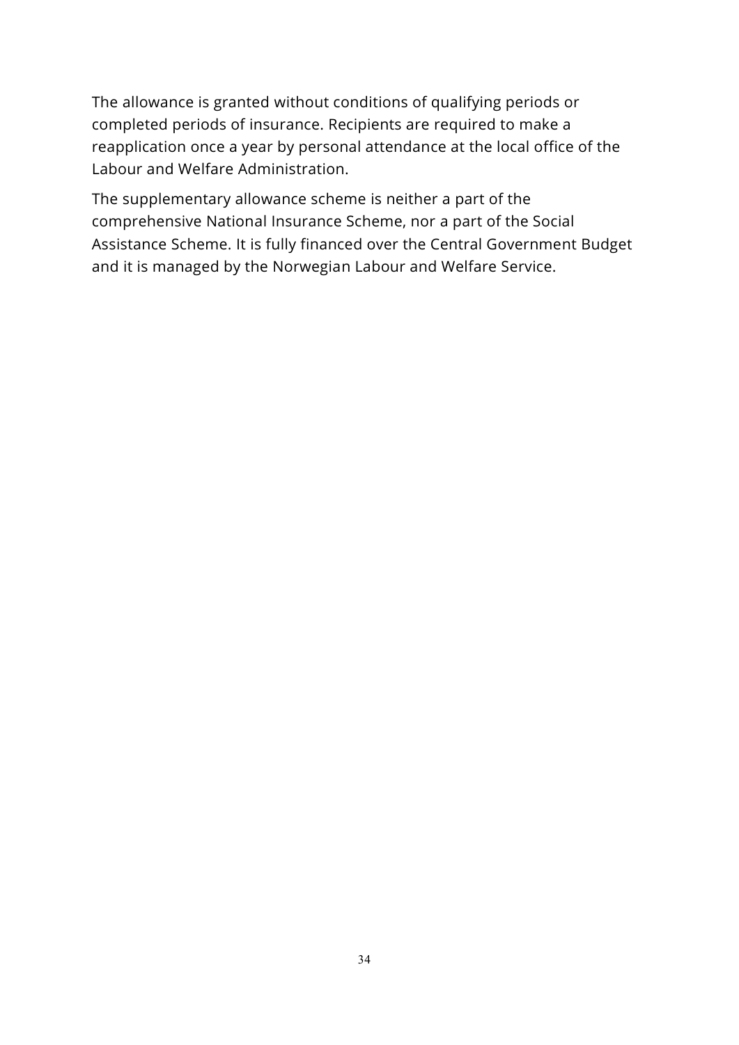The allowance is granted without conditions of qualifying periods or completed periods of insurance. Recipients are required to make a reapplication once a year by personal attendance at the local office of the Labour and Welfare Administration.

The supplementary allowance scheme is neither a part of the comprehensive National Insurance Scheme, nor a part of the Social Assistance Scheme. It is fully financed over the Central Government Budget and it is managed by the Norwegian Labour and Welfare Service.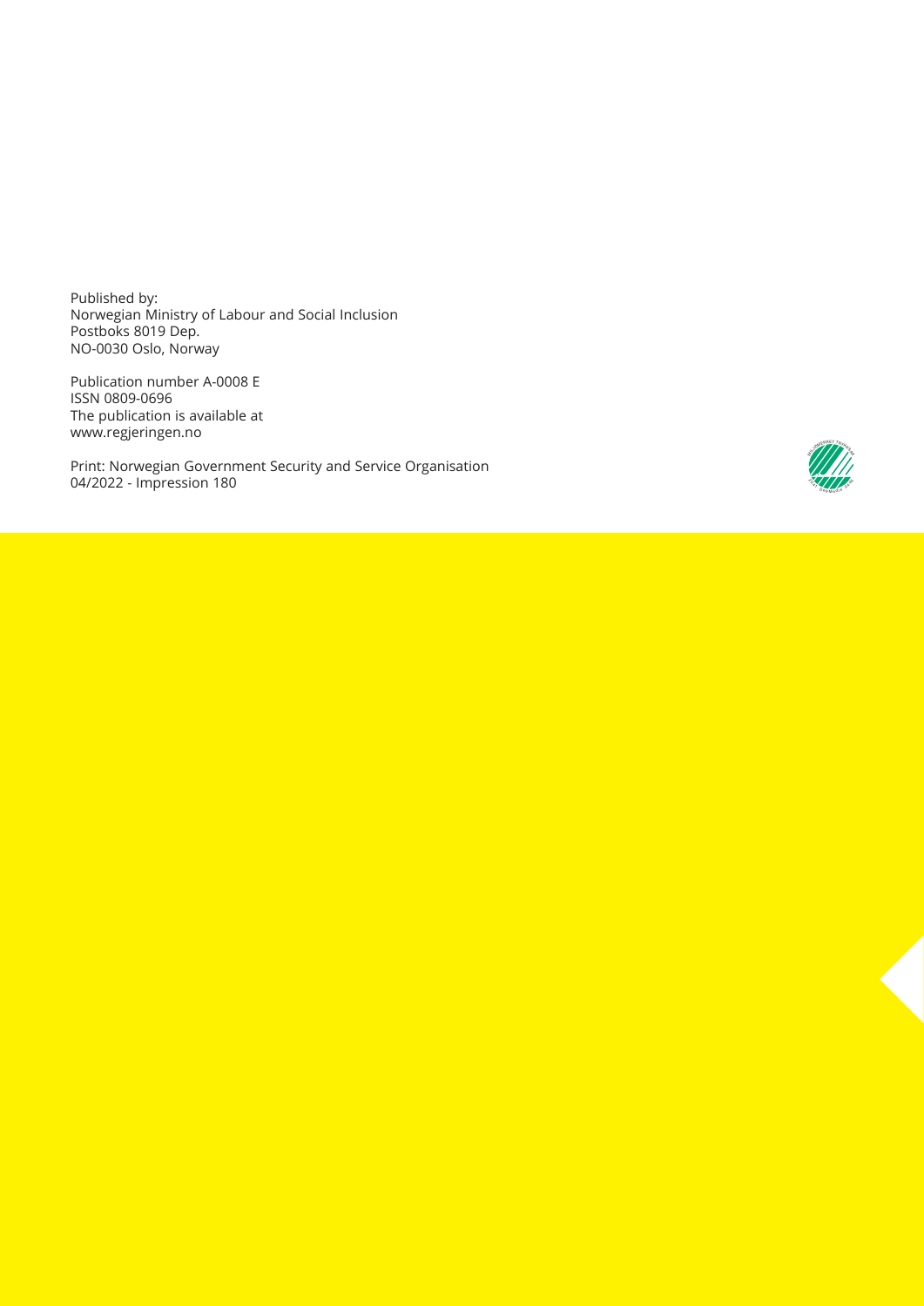Published by:
Norwegian Ministry of Labour and Social Inclusion
Postboks 8019 Dep.
NO-0030 Oslo, Norway

Publication number A-0008 E
ISSN 0809-0696
The publication is available at
www.regjeringen.no

Print: Norwegian Government Security and Service Organisation
04/2022 - Impression 180